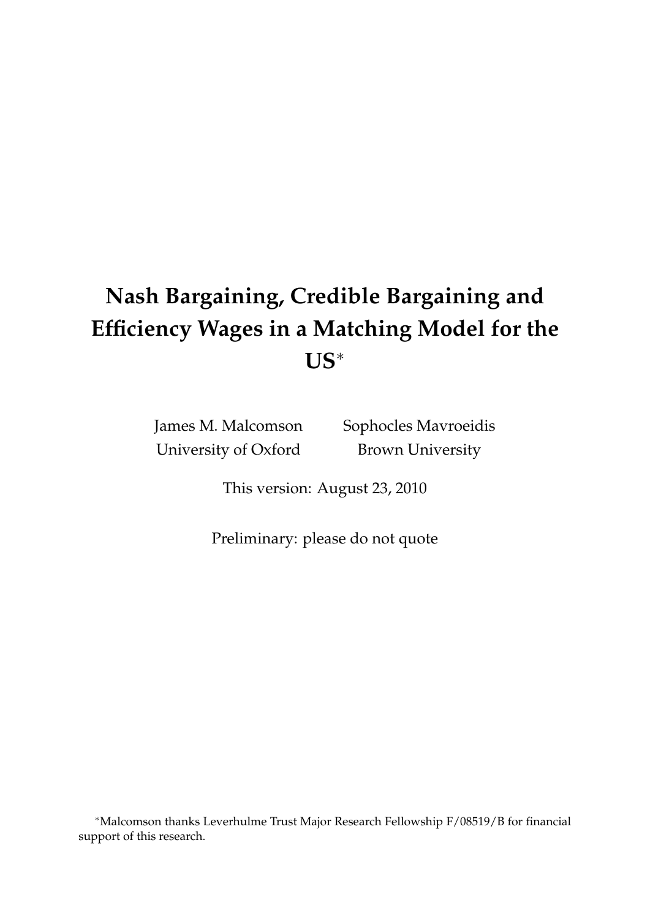# Nash Bargaining, Credible Bargaining and Efficiency Wages in a Matching Model for the US*

James M. Malcomson
University of Oxford

Sophocles Mavroeidis
Brown University

This version: August 23, 2010

Preliminary: please do not quote

*Malcomson thanks Leverhulme Trust Major Research Fellowship F/08519/B for financial support of this research.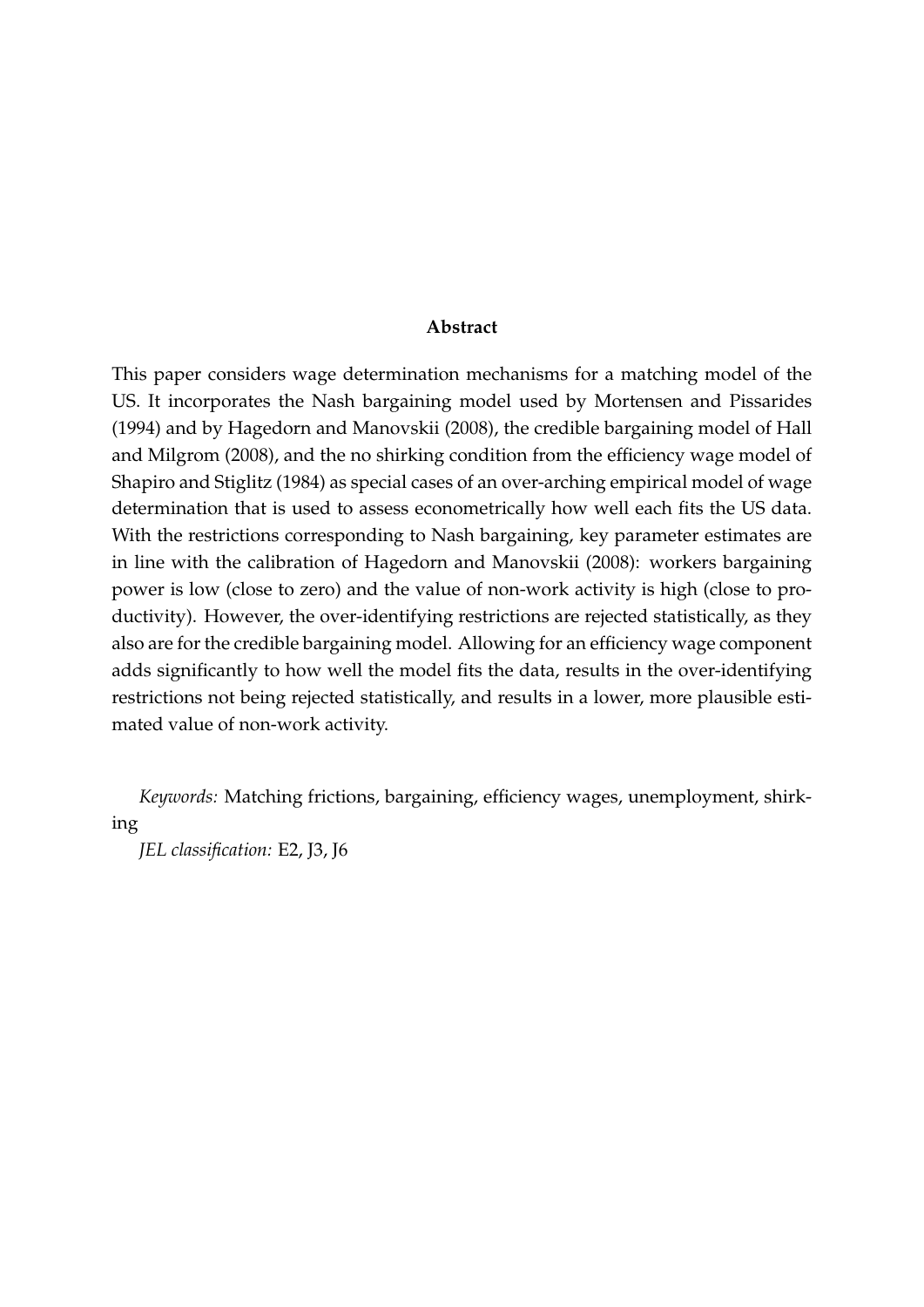## Abstract

This paper considers wage determination mechanisms for a matching model of the US. It incorporates the Nash bargaining model used by Mortensen and Pissarides (1994) and by Hagedorn and Manovskii (2008), the credible bargaining model of Hall and Milgrom (2008), and the no shirking condition from the efficiency wage model of Shapiro and Stiglitz (1984) as special cases of an over-arching empirical model of wage determination that is used to assess econometrically how well each fits the US data. With the restrictions corresponding to Nash bargaining, key parameter estimates are in line with the calibration of Hagedorn and Manovskii (2008): workers bargaining power is low (close to zero) and the value of non-work activity is high (close to productivity). However, the over-identifying restrictions are rejected statistically, as they also are for the credible bargaining model. Allowing for an efficiency wage component adds significantly to how well the model fits the data, results in the over-identifying restrictions not being rejected statistically, and results in a lower, more plausible estimated value of non-work activity.

*Keywords:* Matching frictions, bargaining, efficiency wages, unemployment, shirking

*JEL classification:* E2, J3, J6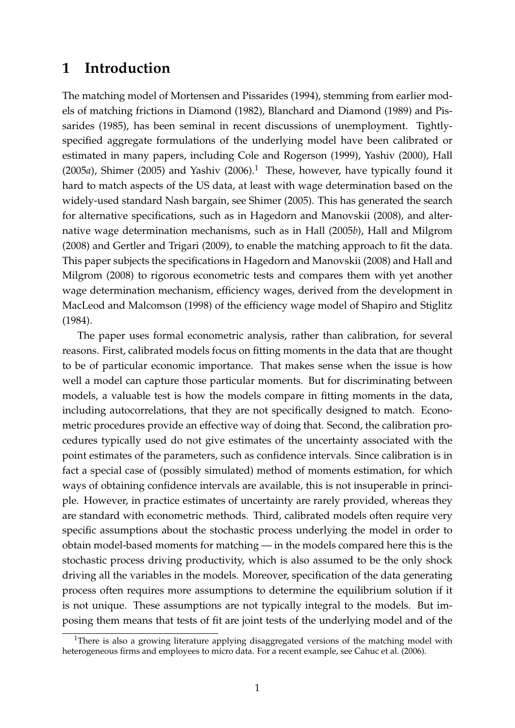# 1 Introduction

The matching model of Mortensen and Pissarides (1994), stemming from earlier models of matching frictions in Diamond (1982), Blanchard and Diamond (1989) and Pissarides (1985), has been seminal in recent discussions of unemployment. Tightly-specified aggregate formulations of the underlying model have been calibrated or estimated in many papers, including Cole and Rogerson (1999), Yashiv (2000), Hall (2005*a*), Shimer (2005) and Yashiv (2006).[1] These, however, have typically found it hard to match aspects of the US data, at least with wage determination based on the widely-used standard Nash bargain, see Shimer (2005). This has generated the search for alternative specifications, such as in Hagedorn and Manovskii (2008), and alternative wage determination mechanisms, such as in Hall (2005*b*), Hall and Milgrom (2008) and Gertler and Trigari (2009), to enable the matching approach to fit the data. This paper subjects the specifications in Hagedorn and Manovskii (2008) and Hall and Milgrom (2008) to rigorous econometric tests and compares them with yet another wage determination mechanism, efficiency wages, derived from the development in MacLeod and Malcomson (1998) of the efficiency wage model of Shapiro and Stiglitz (1984).

The paper uses formal econometric analysis, rather than calibration, for several reasons. First, calibrated models focus on fitting moments in the data that are thought to be of particular economic importance. That makes sense when the issue is how well a model can capture those particular moments. But for discriminating between models, a valuable test is how the models compare in fitting moments in the data, including autocorrelations, that they are not specifically designed to match. Econometric procedures provide an effective way of doing that. Second, the calibration procedures typically used do not give estimates of the uncertainty associated with the point estimates of the parameters, such as confidence intervals. Since calibration is in fact a special case of (possibly simulated) method of moments estimation, for which ways of obtaining confidence intervals are available, this is not insuperable in principle. However, in practice estimates of uncertainty are rarely provided, whereas they are standard with econometric methods. Third, calibrated models often require very specific assumptions about the stochastic process underlying the model in order to obtain model-based moments for matching — in the models compared here this is the stochastic process driving productivity, which is also assumed to be the only shock driving all the variables in the models. Moreover, specification of the data generating process often requires more assumptions to determine the equilibrium solution if it is not unique. These assumptions are not typically integral to the models. But imposing them means that tests of fit are joint tests of the underlying model and of the

[1] There is also a growing literature applying disaggregated versions of the matching model with heterogeneous firms and employees to micro data. For a recent example, see Cahuc et al. (2006).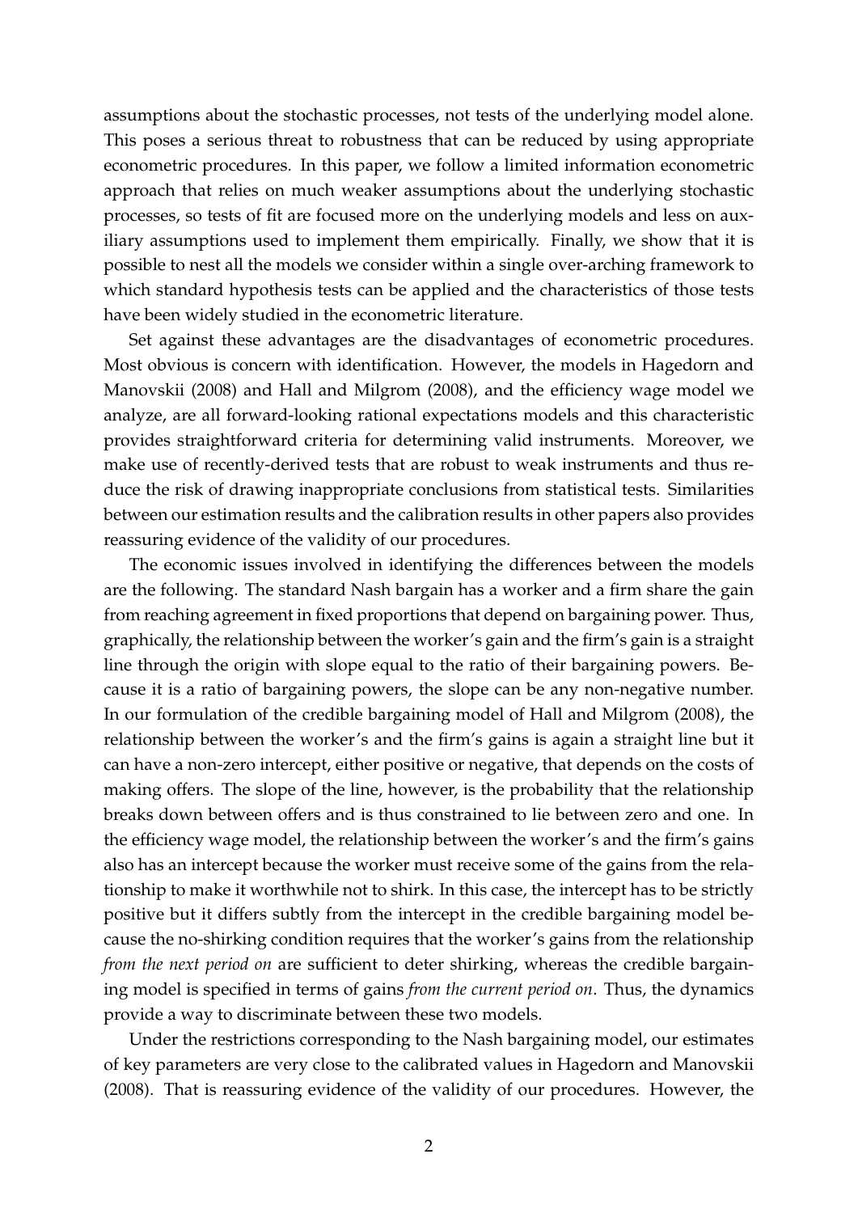assumptions about the stochastic processes, not tests of the underlying model alone. This poses a serious threat to robustness that can be reduced by using appropriate econometric procedures. In this paper, we follow a limited information econometric approach that relies on much weaker assumptions about the underlying stochastic processes, so tests of fit are focused more on the underlying models and less on auxiliary assumptions used to implement them empirically. Finally, we show that it is possible to nest all the models we consider within a single over-arching framework to which standard hypothesis tests can be applied and the characteristics of those tests have been widely studied in the econometric literature.

Set against these advantages are the disadvantages of econometric procedures. Most obvious is concern with identification. However, the models in Hagedorn and Manovskii (2008) and Hall and Milgrom (2008), and the efficiency wage model we analyze, are all forward-looking rational expectations models and this characteristic provides straightforward criteria for determining valid instruments. Moreover, we make use of recently-derived tests that are robust to weak instruments and thus reduce the risk of drawing inappropriate conclusions from statistical tests. Similarities between our estimation results and the calibration results in other papers also provides reassuring evidence of the validity of our procedures.

The economic issues involved in identifying the differences between the models are the following. The standard Nash bargain has a worker and a firm share the gain from reaching agreement in fixed proportions that depend on bargaining power. Thus, graphically, the relationship between the worker's gain and the firm's gain is a straight line through the origin with slope equal to the ratio of their bargaining powers. Because it is a ratio of bargaining powers, the slope can be any non-negative number. In our formulation of the credible bargaining model of Hall and Milgrom (2008), the relationship between the worker's and the firm's gains is again a straight line but it can have a non-zero intercept, either positive or negative, that depends on the costs of making offers. The slope of the line, however, is the probability that the relationship breaks down between offers and is thus constrained to lie between zero and one. In the efficiency wage model, the relationship between the worker's and the firm's gains also has an intercept because the worker must receive some of the gains from the relationship to make it worthwhile not to shirk. In this case, the intercept has to be strictly positive but it differs subtly from the intercept in the credible bargaining model because the no-shirking condition requires that the worker's gains from the relationship *from the next period on* are sufficient to deter shirking, whereas the credible bargaining model is specified in terms of gains *from the current period on*. Thus, the dynamics provide a way to discriminate between these two models.

Under the restrictions corresponding to the Nash bargaining model, our estimates of key parameters are very close to the calibrated values in Hagedorn and Manovskii (2008). That is reassuring evidence of the validity of our procedures. However, the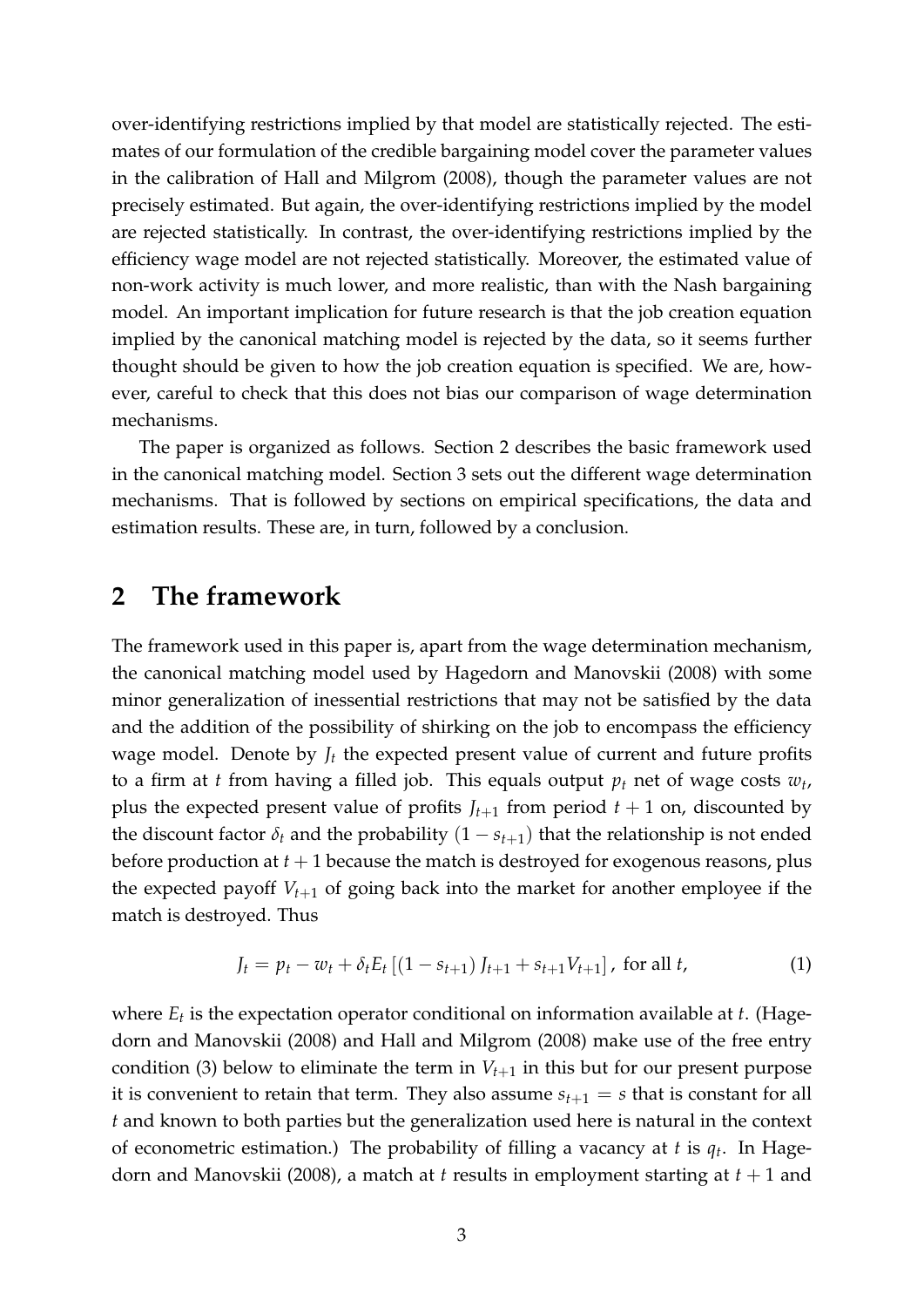over-identifying restrictions implied by that model are statistically rejected. The estimates of our formulation of the credible bargaining model cover the parameter values in the calibration of Hall and Milgrom (2008), though the parameter values are not precisely estimated. But again, the over-identifying restrictions implied by the model are rejected statistically. In contrast, the over-identifying restrictions implied by the efficiency wage model are not rejected statistically. Moreover, the estimated value of non-work activity is much lower, and more realistic, than with the Nash bargaining model. An important implication for future research is that the job creation equation implied by the canonical matching model is rejected by the data, so it seems further thought should be given to how the job creation equation is specified. We are, however, careful to check that this does not bias our comparison of wage determination mechanisms.

The paper is organized as follows. Section 2 describes the basic framework used in the canonical matching model. Section 3 sets out the different wage determination mechanisms. That is followed by sections on empirical specifications, the data and estimation results. These are, in turn, followed by a conclusion.

## 2 The framework

The framework used in this paper is, apart from the wage determination mechanism, the canonical matching model used by Hagedorn and Manovskii (2008) with some minor generalization of inessential restrictions that may not be satisfied by the data and the addition of the possibility of shirking on the job to encompass the efficiency wage model. Denote by $J_t$ the expected present value of current and future profits to a firm at $t$ from having a filled job. This equals output $p_t$ net of wage costs $w_t$, plus the expected present value of profits $J_{t+1}$ from period $t+1$ on, discounted by the discount factor $\delta_t$ and the probability $(1 - s_{t+1})$ that the relationship is not ended before production at $t+1$ because the match is destroyed for exogenous reasons, plus the expected payoff $V_{t+1}$ of going back into the market for another employee if the match is destroyed. Thus

$$J_t = p_t - w_t + \delta_t E_t \left[ (1 - s_{t+1}) J_{t+1} + s_{t+1} V_{t+1} \right], \text{ for all } t, \tag{1}$$

where $E_t$ is the expectation operator conditional on information available at $t$. (Hagedorn and Manovskii (2008) and Hall and Milgrom (2008) make use of the free entry condition (3) below to eliminate the term in $V_{t+1}$ in this but for our present purpose it is convenient to retain that term. They also assume $s_{t+1} = s$ that is constant for all $t$ and known to both parties but the generalization used here is natural in the context of econometric estimation.) The probability of filling a vacancy at $t$ is $q_t$. In Hagedorn and Manovskii (2008), a match at $t$ results in employment starting at $t+1$ and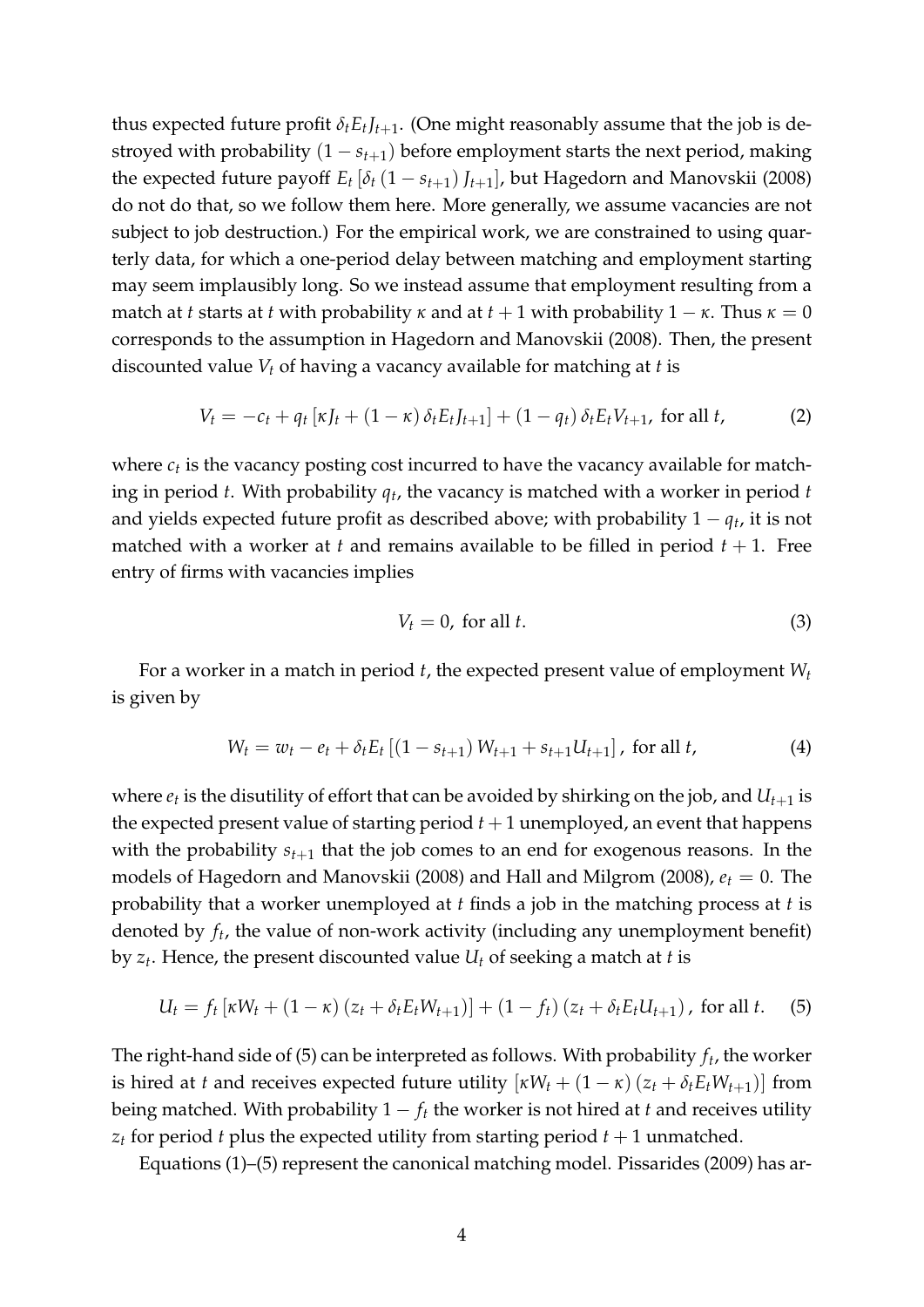thus expected future profit $\delta_t E_t J_{t+1}$. (One might reasonably assume that the job is destroyed with probability $(1 - s_{t+1})$ before employment starts the next period, making the expected future payoff $E_t [\delta_t (1 - s_{t+1}) J_{t+1}]$, but Hagedorn and Manovskii (2008) do not do that, so we follow them here. More generally, we assume vacancies are not subject to job destruction.) For the empirical work, we are constrained to using quarterly data, for which a one-period delay between matching and employment starting may seem implausibly long. So we instead assume that employment resulting from a match at $t$ starts at $t$ with probability $\kappa$ and at $t + 1$ with probability $1 - \kappa$. Thus $\kappa = 0$ corresponds to the assumption in Hagedorn and Manovskii (2008). Then, the present discounted value $V_t$ of having a vacancy available for matching at $t$ is

$$V_t = -c_t + q_t [\kappa J_t + (1 - \kappa) \delta_t E_t J_{t+1}] + (1 - q_t) \delta_t E_t V_{t+1}, \text{ for all } t, \tag{2}$$

where $c_t$ is the vacancy posting cost incurred to have the vacancy available for matching in period $t$. With probability $q_t$, the vacancy is matched with a worker in period $t$ and yields expected future profit as described above; with probability $1 - q_t$, it is not matched with a worker at $t$ and remains available to be filled in period $t + 1$. Free entry of firms with vacancies implies

$$V_t = 0, \text{ for all } t. \tag{3}$$

For a worker in a match in period $t$, the expected present value of employment $W_t$ is given by

$$W_t = w_t - e_t + \delta_t E_t [(1 - s_{t+1}) W_{t+1} + s_{t+1} U_{t+1}], \text{ for all } t, \tag{4}$$

where $e_t$ is the disutility of effort that can be avoided by shirking on the job, and $U_{t+1}$ is the expected present value of starting period $t + 1$ unemployed, an event that happens with the probability $s_{t+1}$ that the job comes to an end for exogenous reasons. In the models of Hagedorn and Manovskii (2008) and Hall and Milgrom (2008), $e_t = 0$. The probability that a worker unemployed at $t$ finds a job in the matching process at $t$ is denoted by $f_t$, the value of non-work activity (including any unemployment benefit) by $z_t$. Hence, the present discounted value $U_t$ of seeking a match at $t$ is

$$U_t = f_t [\kappa W_t + (1 - \kappa)(z_t + \delta_t E_t W_{t+1})] + (1 - f_t)(z_t + \delta_t E_t U_{t+1}), \text{ for all } t. \tag{5}$$

The right-hand side of (5) can be interpreted as follows. With probability $f_t$, the worker is hired at $t$ and receives expected future utility $[\kappa W_t + (1 - \kappa)(z_t + \delta_t E_t W_{t+1})]$ from being matched. With probability $1 - f_t$ the worker is not hired at $t$ and receives utility $z_t$ for period $t$ plus the expected utility from starting period $t + 1$ unmatched.

Equations (1)–(5) represent the canonical matching model. Pissarides (2009) has ar-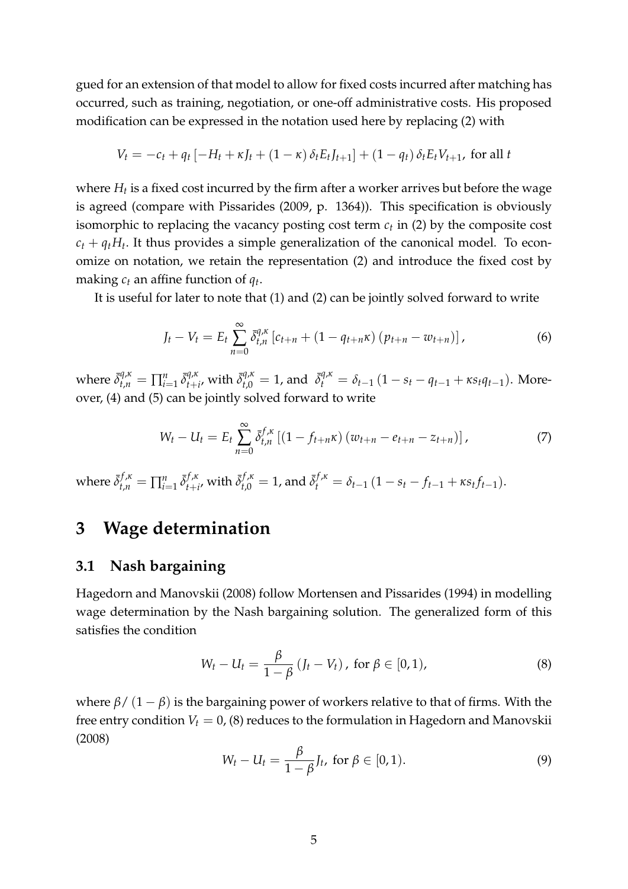gued for an extension of that model to allow for fixed costs incurred after matching has occurred, such as training, negotiation, or one-off administrative costs. His proposed modification can be expressed in the notation used here by replacing (2) with

$$V_t = -c_t + q_t \left[ -H_t + \kappa J_t + (1-\kappa)\, \delta_t E_t J_{t+1} \right] + (1-q_t)\, \delta_t E_t V_{t+1}, \text{ for all } t$$

where $H_t$ is a fixed cost incurred by the firm after a worker arrives but before the wage is agreed (compare with Pissarides (2009, p. 1364)). This specification is obviously isomorphic to replacing the vacancy posting cost term $c_t$ in (2) by the composite cost $c_t + q_t H_t$. It thus provides a simple generalization of the canonical model. To economize on notation, we retain the representation (2) and introduce the fixed cost by making $c_t$ an affine function of $q_t$.

It is useful for later to note that (1) and (2) can be jointly solved forward to write

$$J_t - V_t = E_t \sum_{n=0}^{\infty} \bar{\delta}_{t,n}^{q,\kappa} \left[ c_{t+n} + (1 - q_{t+n}\kappa) \left( p_{t+n} - w_{t+n} \right) \right], \tag{6}$$

where $\bar{\delta}_{t,n}^{q,\kappa} = \prod_{i=1}^{n} \bar{\delta}_{t+i}^{q,\kappa}$, with $\bar{\delta}_{t,0}^{q,\kappa} = 1$, and $\bar{\delta}_{t}^{q,\kappa} = \delta_{t-1} \left( 1 - s_t - q_{t-1} + \kappa s_t q_{t-1} \right)$. Moreover, (4) and (5) can be jointly solved forward to write

$$W_t - U_t = E_t \sum_{n=0}^{\infty} \bar{\delta}_{t,n}^{f,\kappa} \left[ (1 - f_{t+n}\kappa) \left( w_{t+n} - e_{t+n} - z_{t+n} \right) \right], \tag{7}$$

where $\bar{\delta}_{t,n}^{f,\kappa} = \prod_{i=1}^{n} \bar{\delta}_{t+i}^{f,\kappa}$, with $\bar{\delta}_{t,0}^{f,\kappa} = 1$, and $\bar{\delta}_{t}^{f,\kappa} = \delta_{t-1} \left( 1 - s_t - f_{t-1} + \kappa s_t f_{t-1} \right)$.

# 3 Wage determination

## 3.1 Nash bargaining

Hagedorn and Manovskii (2008) follow Mortensen and Pissarides (1994) in modelling wage determination by the Nash bargaining solution. The generalized form of this satisfies the condition

$$W_t - U_t = \frac{\beta}{1-\beta} \left( J_t - V_t \right), \text{ for } \beta \in [0, 1), \tag{8}$$

where $\beta / (1 - \beta)$ is the bargaining power of workers relative to that of firms. With the free entry condition $V_t = 0$, (8) reduces to the formulation in Hagedorn and Manovskii (2008)

$$W_t - U_t = \frac{\beta}{1-\beta} J_t, \text{ for } \beta \in [0, 1). \tag{9}$$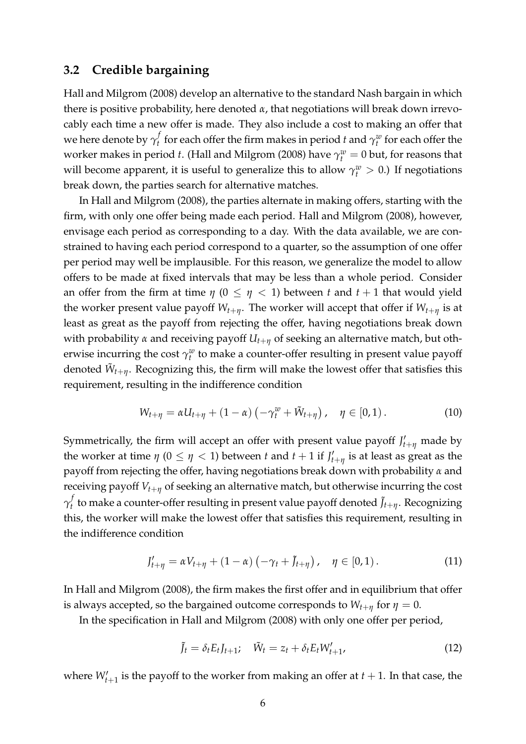### 3.2 Credible bargaining

Hall and Milgrom (2008) develop an alternative to the standard Nash bargain in which there is positive probability, here denoted $\alpha$, that negotiations will break down irrevocably each time a new offer is made. They also include a cost to making an offer that we here denote by $\gamma_t^f$ for each offer the firm makes in period $t$ and $\gamma_t^w$ for each offer the worker makes in period $t$. (Hall and Milgrom (2008) have $\gamma_t^w = 0$ but, for reasons that will become apparent, it is useful to generalize this to allow $\gamma_t^w > 0$.) If negotiations break down, the parties search for alternative matches.

In Hall and Milgrom (2008), the parties alternate in making offers, starting with the firm, with only one offer being made each period. Hall and Milgrom (2008), however, envisage each period as corresponding to a day. With the data available, we are constrained to having each period correspond to a quarter, so the assumption of one offer per period may well be implausible. For this reason, we generalize the model to allow offers to be made at fixed intervals that may be less than a whole period. Consider an offer from the firm at time $\eta$ ($0 \leq \eta < 1$) between $t$ and $t+1$ that would yield the worker present value payoff $W_{t+\eta}$. The worker will accept that offer if $W_{t+\eta}$ is at least as great as the payoff from rejecting the offer, having negotiations break down with probability $\alpha$ and receiving payoff $U_{t+\eta}$ of seeking an alternative match, but otherwise incurring the cost $\gamma_t^w$ to make a counter-offer resulting in present value payoff denoted $\tilde{W}_{t+\eta}$. Recognizing this, the firm will make the lowest offer that satisfies this requirement, resulting in the indifference condition

$$W_{t+\eta} = \alpha U_{t+\eta} + (1-\alpha)\left(-\gamma_t^w + \tilde{W}_{t+\eta}\right), \quad \eta \in [0, 1). \tag{10}$$

Symmetrically, the firm will accept an offer with present value payoff $J'_{t+\eta}$ made by the worker at time $\eta$ ($0 \leq \eta < 1$) between $t$ and $t+1$ if $J'_{t+\eta}$ is at least as great as the payoff from rejecting the offer, having negotiations break down with probability $\alpha$ and receiving payoff $V_{t+\eta}$ of seeking an alternative match, but otherwise incurring the cost $\gamma_t^f$ to make a counter-offer resulting in present value payoff denoted $\tilde{J}_{t+\eta}$. Recognizing this, the worker will make the lowest offer that satisfies this requirement, resulting in the indifference condition

$$J'_{t+\eta} = \alpha V_{t+\eta} + (1-\alpha)\left(-\gamma_t + \tilde{J}_{t+\eta}\right), \quad \eta \in [0, 1). \tag{11}$$

In Hall and Milgrom (2008), the firm makes the first offer and in equilibrium that offer is always accepted, so the bargained outcome corresponds to $W_{t+\eta}$ for $\eta = 0$.

In the specification in Hall and Milgrom (2008) with only one offer per period,

$$\tilde{J}_t = \delta_t E_t J_{t+1}; \quad \tilde{W}_t = z_t + \delta_t E_t W'_{t+1}, \tag{12}$$

where $W'_{t+1}$ is the payoff to the worker from making an offer at $t+1$. In that case, the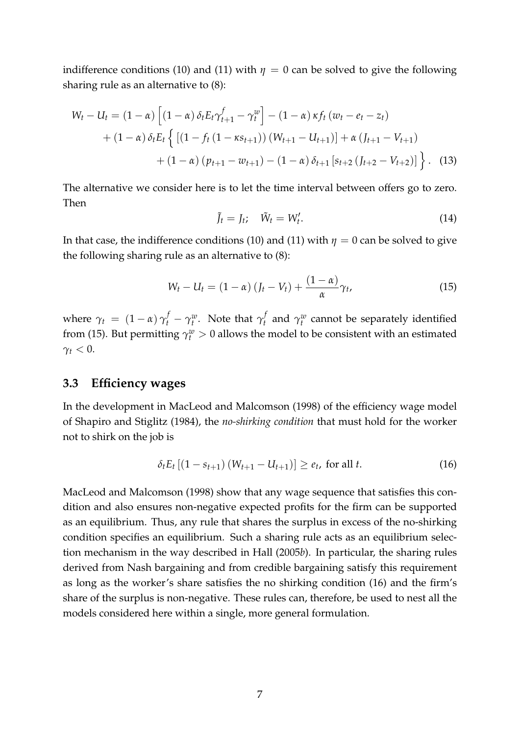indifference conditions (10) and (11) with $\eta = 0$ can be solved to give the following sharing rule as an alternative to (8):

$$
\begin{aligned}
W_t - U_t = (1-\alpha)\left[(1-\alpha)\,\delta_t E_t \gamma^f_{t+1} - \gamma^w_t\right] - (1-\alpha)\,\kappa f_t\,(w_t - e_t - z_t) \\
+ (1-\alpha)\,\delta_t E_t \Big\{ \left[(1 - f_t\,(1-\kappa s_{t+1}))\,(W_{t+1} - U_{t+1})\right] + \alpha\,(J_{t+1} - V_{t+1}) \\
+ (1-\alpha)\,(p_{t+1} - w_{t+1}) - (1-\alpha)\,\delta_{t+1}\left[s_{t+2}\,(J_{t+2} - V_{t+2})\right] \Big\}. \quad (13)
\end{aligned}
$$

The alternative we consider here is to let the time interval between offers go to zero. Then

$$
\tilde{J}_t = J_t; \quad \tilde{W}_t = W'_t. \tag{14}
$$

In that case, the indifference conditions (10) and (11) with $\eta = 0$ can be solved to give the following sharing rule as an alternative to (8):

$$
W_t - U_t = (1-\alpha)\,(J_t - V_t) + \frac{(1-\alpha)}{\alpha}\gamma_t, \tag{15}
$$

where $\gamma_t = (1-\alpha)\,\gamma^f_t - \gamma^w_t$. Note that $\gamma^f_t$ and $\gamma^w_t$ cannot be separately identified from (15). But permitting $\gamma^w_t > 0$ allows the model to be consistent with an estimated $\gamma_t < 0$.

### 3.3 Efficiency wages

In the development in MacLeod and Malcomson (1998) of the efficiency wage model of Shapiro and Stiglitz (1984), the *no-shirking condition* that must hold for the worker not to shirk on the job is

$$
\delta_t E_t\left[(1 - s_{t+1})\,(W_{t+1} - U_{t+1})\right] \geq e_t, \text{ for all } t. \tag{16}
$$

MacLeod and Malcomson (1998) show that any wage sequence that satisfies this condition and also ensures non-negative expected profits for the firm can be supported as an equilibrium. Thus, any rule that shares the surplus in excess of the no-shirking condition specifies an equilibrium. Such a sharing rule acts as an equilibrium selection mechanism in the way described in Hall (2005*b*). In particular, the sharing rules derived from Nash bargaining and from credible bargaining satisfy this requirement as long as the worker's share satisfies the no shirking condition (16) and the firm's share of the surplus is non-negative. These rules can, therefore, be used to nest all the models considered here within a single, more general formulation.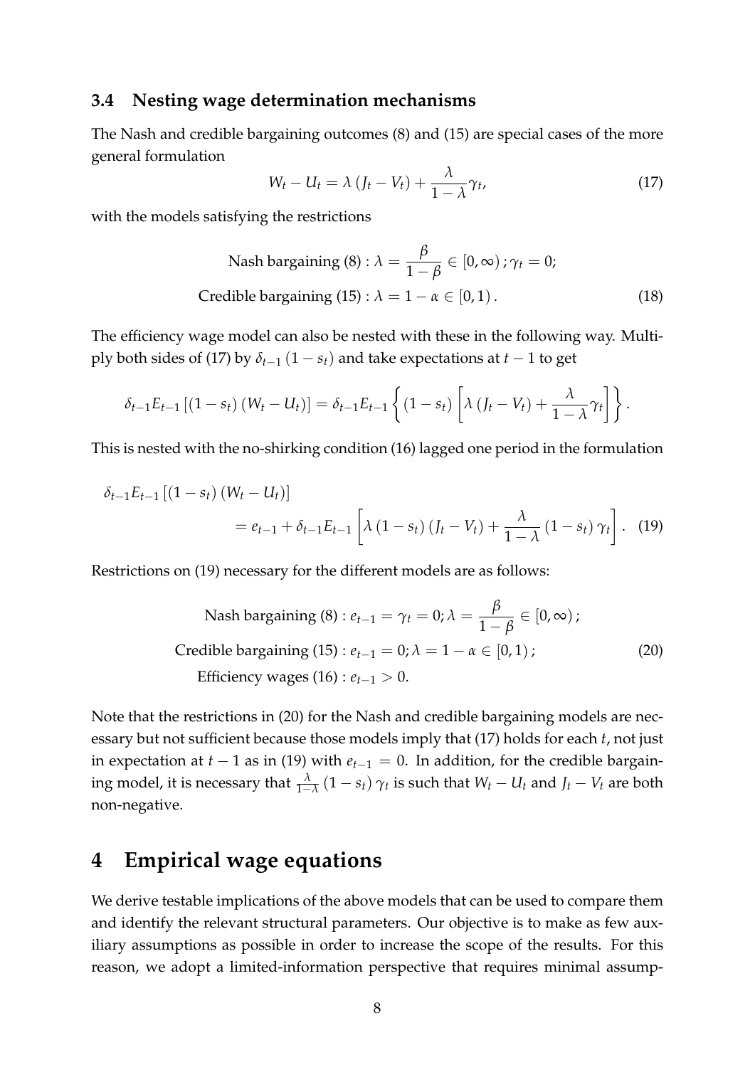### 3.4 Nesting wage determination mechanisms

The Nash and credible bargaining outcomes (8) and (15) are special cases of the more general formulation

$$W_t - U_t = \lambda \left( J_t - V_t \right) + \frac{\lambda}{1-\lambda} \gamma_t, \tag{17}$$

with the models satisfying the restrictions

$$\begin{aligned} \text{Nash bargaining (8)} &: \lambda = \frac{\beta}{1-\beta} \in [0, \infty) \, ; \gamma_t = 0; \\ \text{Credible bargaining (15)} &: \lambda = 1 - \alpha \in [0, 1) \, . \end{aligned} \tag{18}$$

The efficiency wage model can also be nested with these in the following way. Multiply both sides of (17) by $\delta_{t-1} \left( 1 - s_t \right)$ and take expectations at $t-1$ to get

$$\delta_{t-1} E_{t-1} \left[ \left( 1 - s_t \right) \left( W_t - U_t \right) \right] = \delta_{t-1} E_{t-1} \left\{ \left( 1 - s_t \right) \left[ \lambda \left( J_t - V_t \right) + \frac{\lambda}{1-\lambda} \gamma_t \right] \right\}.$$

This is nested with the no-shirking condition (16) lagged one period in the formulation

$$\begin{aligned} &\delta_{t-1} E_{t-1} \left[ \left( 1 - s_t \right) \left( W_t - U_t \right) \right] \\ &\qquad = e_{t-1} + \delta_{t-1} E_{t-1} \left[ \lambda \left( 1 - s_t \right) \left( J_t - V_t \right) + \frac{\lambda}{1-\lambda} \left( 1 - s_t \right) \gamma_t \right]. \end{aligned} \tag{19}$$

Restrictions on (19) necessary for the different models are as follows:

$$\begin{aligned} \text{Nash bargaining (8)} &: e_{t-1} = \gamma_t = 0; \lambda = \frac{\beta}{1-\beta} \in [0, \infty) \, ; \\ \text{Credible bargaining (15)} &: e_{t-1} = 0; \lambda = 1 - \alpha \in [0, 1) \, ; \\ \text{Efficiency wages (16)} &: e_{t-1} > 0. \end{aligned} \tag{20}$$

Note that the restrictions in (20) for the Nash and credible bargaining models are necessary but not sufficient because those models imply that (17) holds for each $t$, not just in expectation at $t-1$ as in (19) with $e_{t-1} = 0$. In addition, for the credible bargaining model, it is necessary that $\frac{\lambda}{1-\lambda} \left( 1 - s_t \right) \gamma_t$ is such that $W_t - U_t$ and $J_t - V_t$ are both non-negative.

# 4 Empirical wage equations

We derive testable implications of the above models that can be used to compare them and identify the relevant structural parameters. Our objective is to make as few auxiliary assumptions as possible in order to increase the scope of the results. For this reason, we adopt a limited-information perspective that requires minimal assump-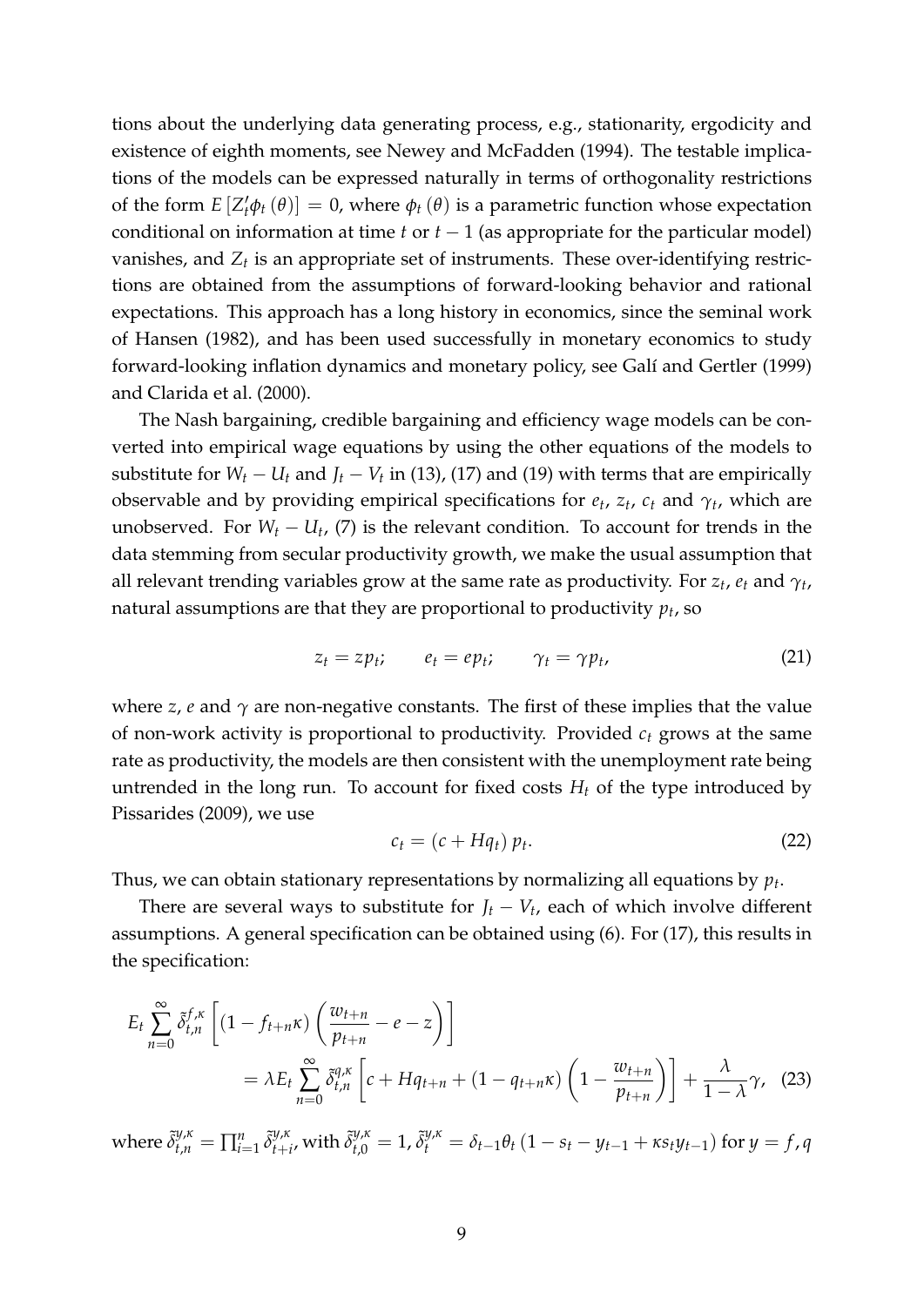tions about the underlying data generating process, e.g., stationarity, ergodicity and existence of eighth moments, see Newey and McFadden (1994). The testable implications of the models can be expressed naturally in terms of orthogonality restrictions of the form $E\left[Z_t'\phi_t(\theta)\right] = 0$, where $\phi_t(\theta)$ is a parametric function whose expectation conditional on information at time $t$ or $t-1$ (as appropriate for the particular model) vanishes, and $Z_t$ is an appropriate set of instruments. These over-identifying restrictions are obtained from the assumptions of forward-looking behavior and rational expectations. This approach has a long history in economics, since the seminal work of Hansen (1982), and has been used successfully in monetary economics to study forward-looking inflation dynamics and monetary policy, see Galí and Gertler (1999) and Clarida et al. (2000).

The Nash bargaining, credible bargaining and efficiency wage models can be converted into empirical wage equations by using the other equations of the models to substitute for $W_t - U_t$ and $J_t - V_t$ in (13), (17) and (19) with terms that are empirically observable and by providing empirical specifications for $e_t$, $z_t$, $c_t$ and $\gamma_t$, which are unobserved. For $W_t - U_t$, (7) is the relevant condition. To account for trends in the data stemming from secular productivity growth, we make the usual assumption that all relevant trending variables grow at the same rate as productivity. For $z_t$, $e_t$ and $\gamma_t$, natural assumptions are that they are proportional to productivity $p_t$, so

$$z_t = zp_t; \qquad e_t = ep_t; \qquad \gamma_t = \gamma p_t, \tag{21}$$

where $z$, $e$ and $\gamma$ are non-negative constants. The first of these implies that the value of non-work activity is proportional to productivity. Provided $c_t$ grows at the same rate as productivity, the models are then consistent with the unemployment rate being untrended in the long run. To account for fixed costs $H_t$ of the type introduced by Pissarides (2009), we use

$$c_t = (c + Hq_t)\, p_t. \tag{22}$$

Thus, we can obtain stationary representations by normalizing all equations by $p_t$.

There are several ways to substitute for $J_t - V_t$, each of which involve different assumptions. A general specification can be obtained using (6). For (17), this results in the specification:

$$E_t \sum_{n=0}^{\infty} \tilde{\delta}_{t,n}^{f,\kappa} \left[ (1 - f_{t+n}\kappa) \left( \frac{w_{t+n}}{p_{t+n}} - e - z \right) \right] = \lambda E_t \sum_{n=0}^{\infty} \tilde{\delta}_{t,n}^{q,\kappa} \left[ c + Hq_{t+n} + (1 - q_{t+n}\kappa) \left( 1 - \frac{w_{t+n}}{p_{t+n}} \right) \right] + \frac{\lambda}{1-\lambda}\gamma, \tag{23}$$

where $\tilde{\delta}_{t,n}^{y,\kappa} = \prod_{i=1}^{n} \tilde{\delta}_{t+i}^{y,\kappa}$, with $\tilde{\delta}_{t,0}^{y,\kappa} = 1$, $\tilde{\delta}_{t}^{y,\kappa} = \delta_{t-1}\theta_t \left(1 - s_t - y_{t-1} + \kappa s_t y_{t-1}\right)$ for $y = f, q$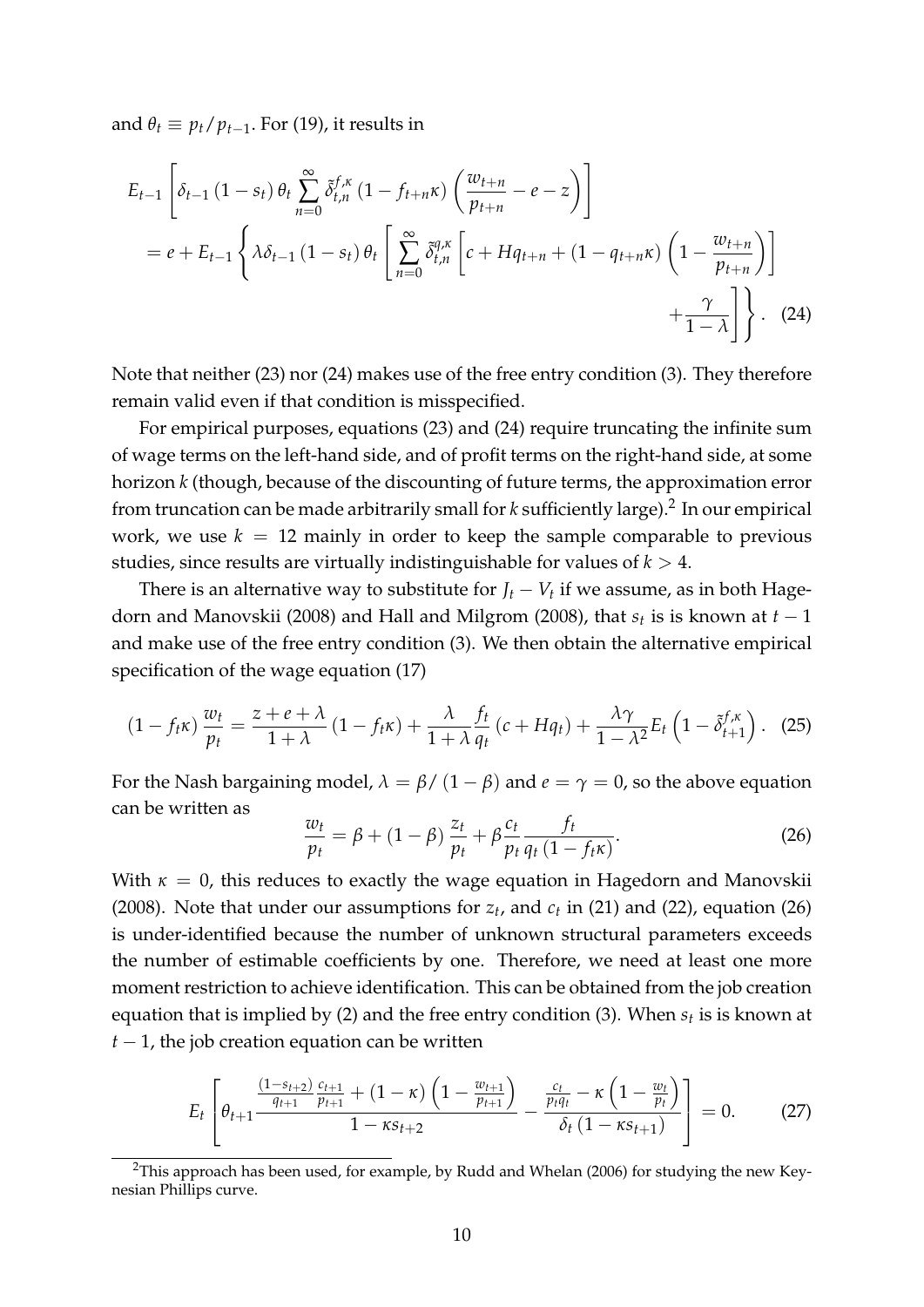and $\theta_t \equiv p_t / p_{t-1}$. For (19), it results in

$$
\begin{aligned}
&E_{t-1}\left[\delta_{t-1}\left(1-s_t\right)\theta_t \sum_{n=0}^{\infty} \tilde{\delta}_{t,n}^{f,\kappa}\left(1-f_{t+n}\kappa\right)\left(\frac{w_{t+n}}{p_{t+n}}-e-z\right)\right] \\
&= e + E_{t-1}\left\{\lambda\delta_{t-1}\left(1-s_t\right)\theta_t\left[\sum_{n=0}^{\infty}\tilde{\delta}_{t,n}^{q,\kappa}\left[c+Hq_{t+n}+\left(1-q_{t+n}\kappa\right)\left(1-\frac{w_{t+n}}{p_{t+n}}\right)\right]\right.\right. \\
&\qquad\qquad\left.\left. +\frac{\gamma}{1-\lambda}\right]\right\}. \quad (24)
\end{aligned}
$$

Note that neither (23) nor (24) makes use of the free entry condition (3). They therefore remain valid even if that condition is misspecified.

For empirical purposes, equations (23) and (24) require truncating the infinite sum of wage terms on the left-hand side, and of profit terms on the right-hand side, at some horizon $k$ (though, because of the discounting of future terms, the approximation error from truncation can be made arbitrarily small for $k$ sufficiently large).[2] In our empirical work, we use $k = 12$ mainly in order to keep the sample comparable to previous studies, since results are virtually indistinguishable for values of $k > 4$.

There is an alternative way to substitute for $J_t - V_t$ if we assume, as in both Hagedorn and Manovskii (2008) and Hall and Milgrom (2008), that $s_t$ is is known at $t-1$ and make use of the free entry condition (3). We then obtain the alternative empirical specification of the wage equation (17)

$$
\left(1-f_t\kappa\right)\frac{w_t}{p_t} = \frac{z+e+\lambda}{1+\lambda}\left(1-f_t\kappa\right) + \frac{\lambda}{1+\lambda}\frac{f_t}{q_t}\left(c+Hq_t\right) + \frac{\lambda\gamma}{1-\lambda^2}E_t\left(1-\tilde{\delta}_{t+1}^{f,\kappa}\right). \quad (25)
$$

For the Nash bargaining model, $\lambda = \beta / (1-\beta)$ and $e = \gamma = 0$, so the above equation can be written as

$$
\frac{w_t}{p_t} = \beta + (1-\beta)\frac{z_t}{p_t} + \beta\frac{c_t}{p_t}\frac{f_t}{q_t\left(1-f_t\kappa\right)}. \quad (26)
$$

With $\kappa = 0$, this reduces to exactly the wage equation in Hagedorn and Manovskii (2008). Note that under our assumptions for $z_t$, and $c_t$ in (21) and (22), equation (26) is under-identified because the number of unknown structural parameters exceeds the number of estimable coefficients by one. Therefore, we need at least one more moment restriction to achieve identification. This can be obtained from the job creation equation that is implied by (2) and the free entry condition (3). When $s_t$ is is known at $t-1$, the job creation equation can be written

$$
E_t\left[\theta_{t+1}\frac{\frac{\left(1-s_{t+2}\right)}{q_{t+1}}\frac{c_{t+1}}{p_{t+1}} + (1-\kappa)\left(1-\frac{w_{t+1}}{p_{t+1}}\right)}{1-\kappa s_{t+2}} - \frac{\frac{c_t}{p_t q_t} - \kappa\left(1-\frac{w_t}{p_t}\right)}{\delta_t\left(1-\kappa s_{t+1}\right)}\right] = 0. \quad (27)
$$

[2] This approach has been used, for example, by Rudd and Whelan (2006) for studying the new Keynesian Phillips curve.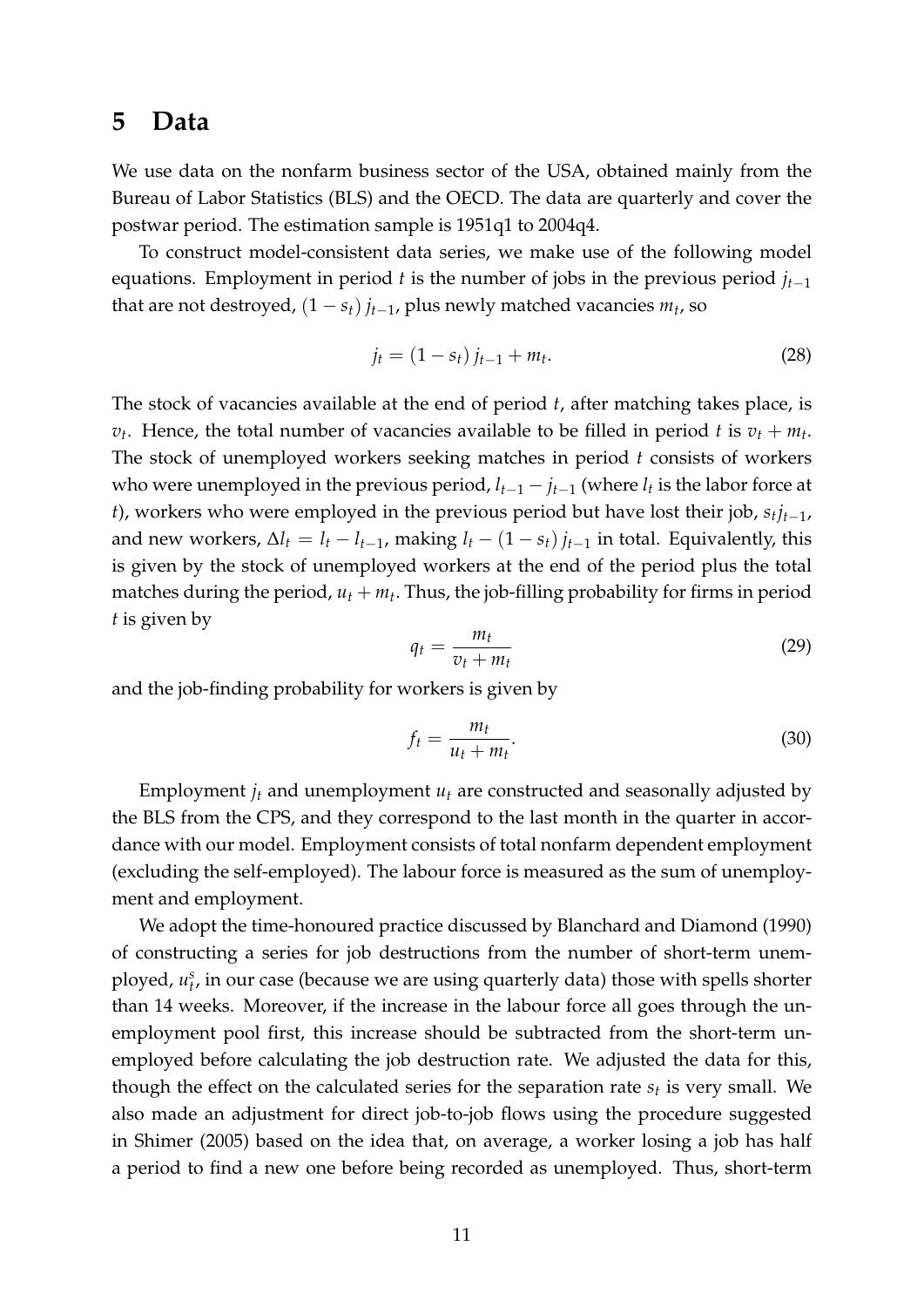# 5 Data

We use data on the nonfarm business sector of the USA, obtained mainly from the Bureau of Labor Statistics (BLS) and the OECD. The data are quarterly and cover the postwar period. The estimation sample is 1951q1 to 2004q4.

To construct model-consistent data series, we make use of the following model equations. Employment in period $t$ is the number of jobs in the previous period $j_{t-1}$ that are not destroyed, $(1 - s_t) j_{t-1}$, plus newly matched vacancies $m_t$, so

$$j_t = (1 - s_t) j_{t-1} + m_t. \tag{28}$$

The stock of vacancies available at the end of period $t$, after matching takes place, is $v_t$. Hence, the total number of vacancies available to be filled in period $t$ is $v_t + m_t$. The stock of unemployed workers seeking matches in period $t$ consists of workers who were unemployed in the previous period, $l_{t-1} - j_{t-1}$ (where $l_t$ is the labor force at $t$), workers who were employed in the previous period but have lost their job, $s_t j_{t-1}$, and new workers, $\Delta l_t = l_t - l_{t-1}$, making $l_t - (1 - s_t) j_{t-1}$ in total. Equivalently, this is given by the stock of unemployed workers at the end of the period plus the total matches during the period, $u_t + m_t$. Thus, the job-filling probability for firms in period $t$ is given by

$$q_t = \frac{m_t}{v_t + m_t} \tag{29}$$

and the job-finding probability for workers is given by

$$f_t = \frac{m_t}{u_t + m_t}. \tag{30}$$

Employment $j_t$ and unemployment $u_t$ are constructed and seasonally adjusted by the BLS from the CPS, and they correspond to the last month in the quarter in accordance with our model. Employment consists of total nonfarm dependent employment (excluding the self-employed). The labour force is measured as the sum of unemployment and employment.

We adopt the time-honoured practice discussed by Blanchard and Diamond (1990) of constructing a series for job destructions from the number of short-term unemployed, $u_t^s$, in our case (because we are using quarterly data) those with spells shorter than 14 weeks. Moreover, if the increase in the labour force all goes through the unemployment pool first, this increase should be subtracted from the short-term unemployed before calculating the job destruction rate. We adjusted the data for this, though the effect on the calculated series for the separation rate $s_t$ is very small. We also made an adjustment for direct job-to-job flows using the procedure suggested in Shimer (2005) based on the idea that, on average, a worker losing a job has half a period to find a new one before being recorded as unemployed. Thus, short-term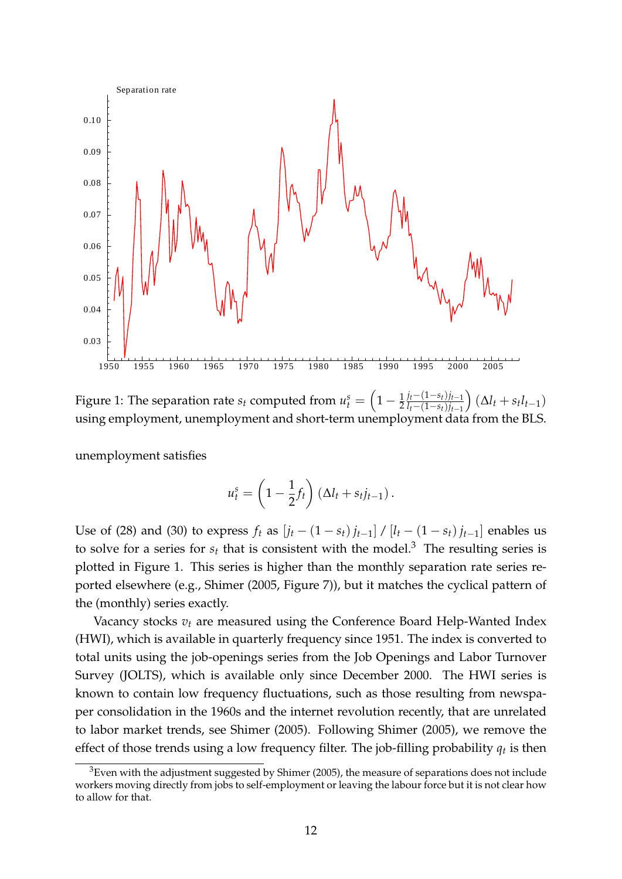Figure 1: The separation rate $s_t$ computed from $u_t^s = \left(1 - \frac{1}{2}\frac{j_t-(1-s_t)j_{t-1}}{l_t-(1-s_t)j_{t-1}}\right)(\Delta l_t + s_t l_{t-1})$ using employment, unemployment and short-term unemployment data from the BLS.

unemployment satisfies

$$u_t^s = \left(1 - \frac{1}{2}f_t\right)(\Delta l_t + s_t j_{t-1}).$$

Use of (28) and (30) to express $f_t$ as $[j_t - (1-s_t)\, j_{t-1}]$ / $[l_t - (1-s_t)\, j_{t-1}]$ enables us to solve for a series for $s_t$ that is consistent with the model.[3] The resulting series is plotted in Figure 1. This series is higher than the monthly separation rate series reported elsewhere (e.g., Shimer (2005, Figure 7)), but it matches the cyclical pattern of the (monthly) series exactly.

Vacancy stocks $v_t$ are measured using the Conference Board Help-Wanted Index (HWI), which is available in quarterly frequency since 1951. The index is converted to total units using the job-openings series from the Job Openings and Labor Turnover Survey (JOLTS), which is available only since December 2000. The HWI series is known to contain low frequency fluctuations, such as those resulting from newspaper consolidation in the 1960s and the internet revolution recently, that are unrelated to labor market trends, see Shimer (2005). Following Shimer (2005), we remove the effect of those trends using a low frequency filter. The job-filling probability $q_t$ is then

[3] Even with the adjustment suggested by Shimer (2005), the measure of separations does not include workers moving directly from jobs to self-employment or leaving the labour force but it is not clear how to allow for that.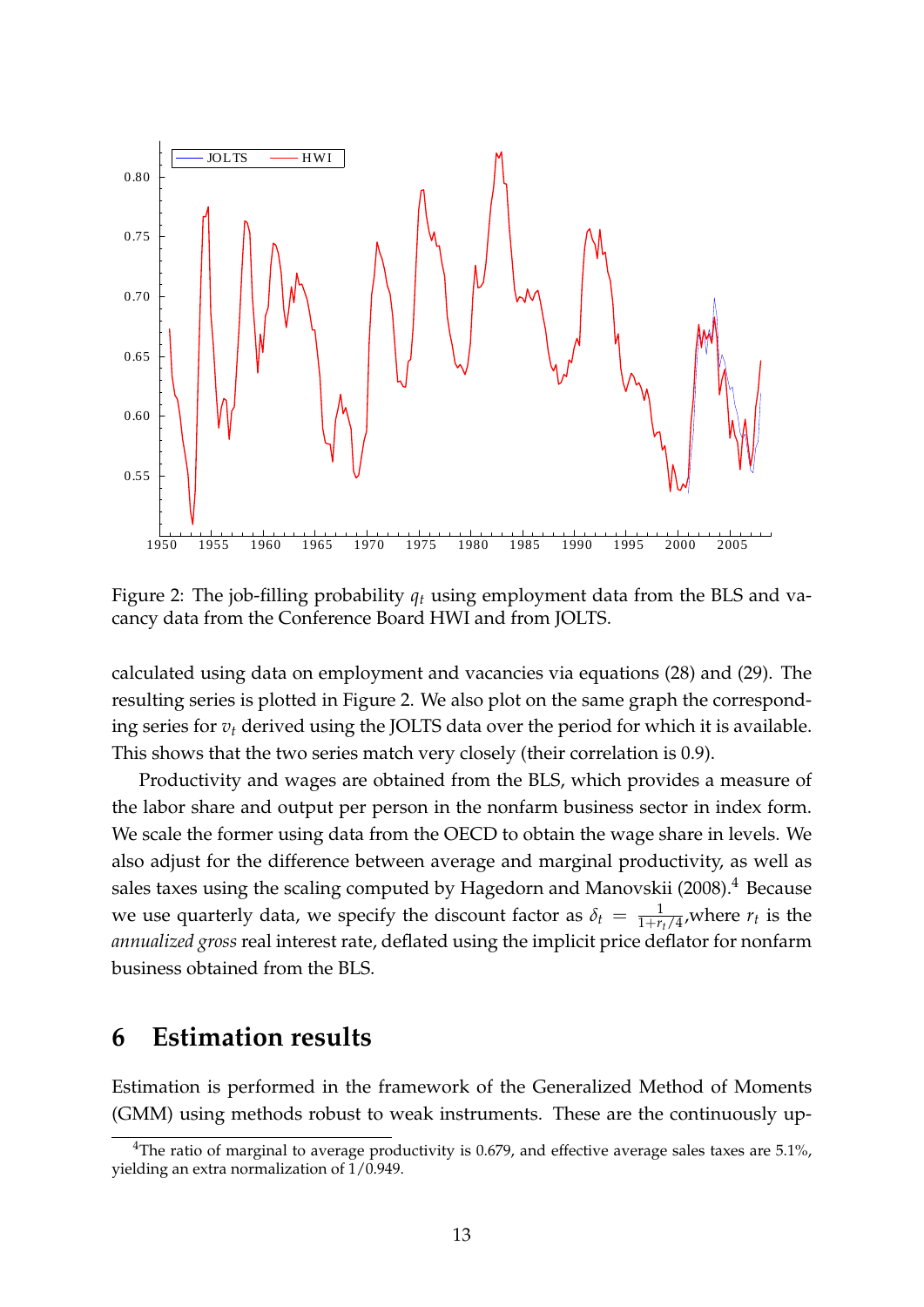Figure 2: The job-filling probability $q_t$ using employment data from the BLS and vacancy data from the Conference Board HWI and from JOLTS.

calculated using data on employment and vacancies via equations (28) and (29). The resulting series is plotted in Figure 2. We also plot on the same graph the corresponding series for $v_t$ derived using the JOLTS data over the period for which it is available. This shows that the two series match very closely (their correlation is 0.9).

Productivity and wages are obtained from the BLS, which provides a measure of the labor share and output per person in the nonfarm business sector in index form. We scale the former using data from the OECD to obtain the wage share in levels. We also adjust for the difference between average and marginal productivity, as well as sales taxes using the scaling computed by Hagedorn and Manovskii (2008).[4] Because we use quarterly data, we specify the discount factor as $\delta_t = \frac{1}{1+r_t/4}$,where $r_t$ is the *annualized gross* real interest rate, deflated using the implicit price deflator for nonfarm business obtained from the BLS.

## 6 Estimation results

Estimation is performed in the framework of the Generalized Method of Moments (GMM) using methods robust to weak instruments. These are the continuously up-

[4]The ratio of marginal to average productivity is 0.679, and effective average sales taxes are 5.1%, yielding an extra normalization of 1/0.949.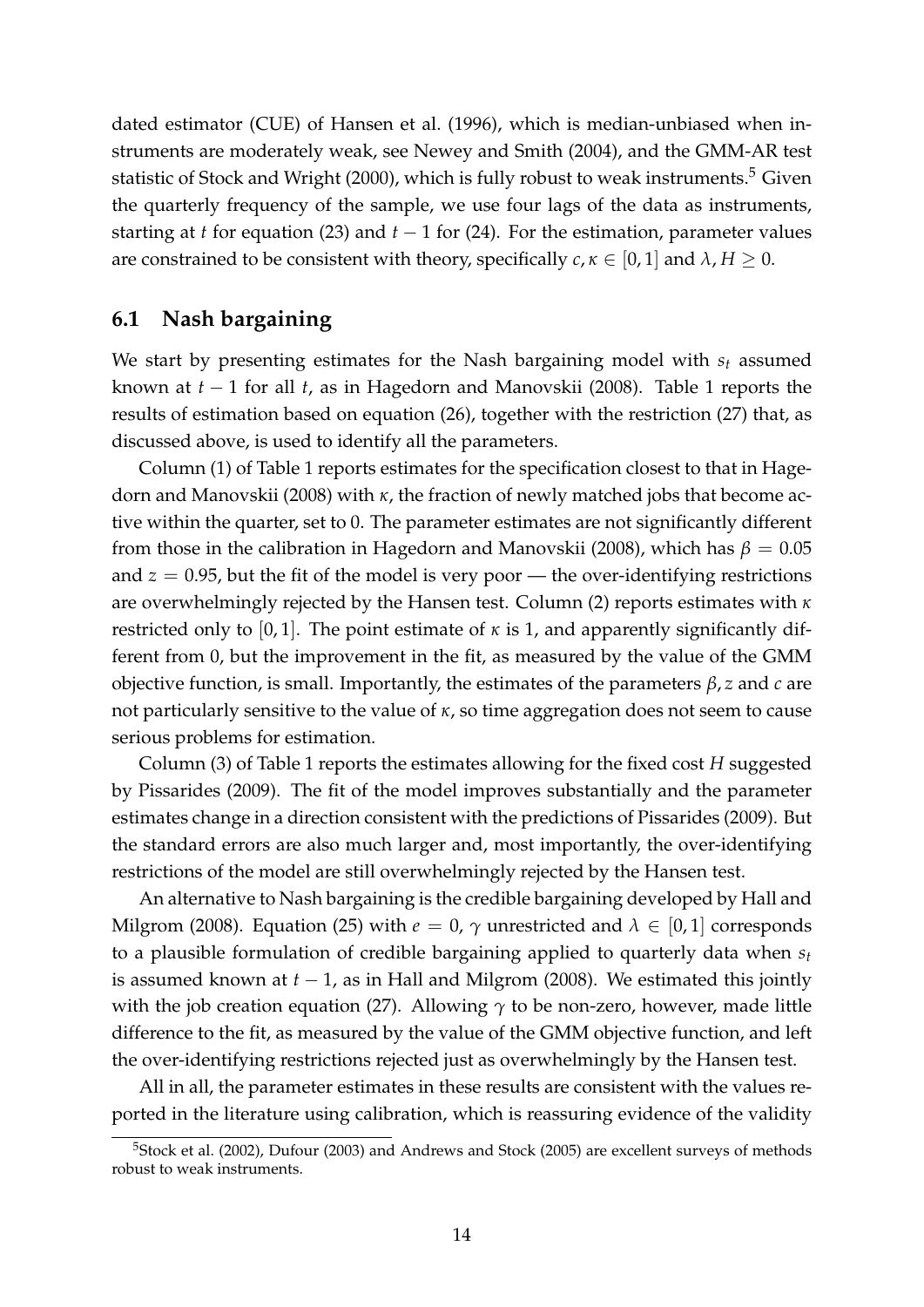dated estimator (CUE) of Hansen et al. (1996), which is median-unbiased when instruments are moderately weak, see Newey and Smith (2004), and the GMM-AR test statistic of Stock and Wright (2000), which is fully robust to weak instruments.[5] Given the quarterly frequency of the sample, we use four lags of the data as instruments, starting at $t$ for equation (23) and $t-1$ for (24). For the estimation, parameter values are constrained to be consistent with theory, specifically $c, \kappa \in [0,1]$ and $\lambda, H \geq 0$.

### 6.1 Nash bargaining

We start by presenting estimates for the Nash bargaining model with $s_t$ assumed known at $t-1$ for all $t$, as in Hagedorn and Manovskii (2008). Table 1 reports the results of estimation based on equation (26), together with the restriction (27) that, as discussed above, is used to identify all the parameters.

Column (1) of Table 1 reports estimates for the specification closest to that in Hagedorn and Manovskii (2008) with $\kappa$, the fraction of newly matched jobs that become active within the quarter, set to 0. The parameter estimates are not significantly different from those in the calibration in Hagedorn and Manovskii (2008), which has $\beta = 0.05$ and $z = 0.95$, but the fit of the model is very poor — the over-identifying restrictions are overwhelmingly rejected by the Hansen test. Column (2) reports estimates with $\kappa$ restricted only to $[0,1]$. The point estimate of $\kappa$ is 1, and apparently significantly different from 0, but the improvement in the fit, as measured by the value of the GMM objective function, is small. Importantly, the estimates of the parameters $\beta, z$ and $c$ are not particularly sensitive to the value of $\kappa$, so time aggregation does not seem to cause serious problems for estimation.

Column (3) of Table 1 reports the estimates allowing for the fixed cost $H$ suggested by Pissarides (2009). The fit of the model improves substantially and the parameter estimates change in a direction consistent with the predictions of Pissarides (2009). But the standard errors are also much larger and, most importantly, the over-identifying restrictions of the model are still overwhelmingly rejected by the Hansen test.

An alternative to Nash bargaining is the credible bargaining developed by Hall and Milgrom (2008). Equation (25) with $e = 0$, $\gamma$ unrestricted and $\lambda \in [0,1]$ corresponds to a plausible formulation of credible bargaining applied to quarterly data when $s_t$ is assumed known at $t-1$, as in Hall and Milgrom (2008). We estimated this jointly with the job creation equation (27). Allowing $\gamma$ to be non-zero, however, made little difference to the fit, as measured by the value of the GMM objective function, and left the over-identifying restrictions rejected just as overwhelmingly by the Hansen test.

All in all, the parameter estimates in these results are consistent with the values reported in the literature using calibration, which is reassuring evidence of the validity

[5] Stock et al. (2002), Dufour (2003) and Andrews and Stock (2005) are excellent surveys of methods robust to weak instruments.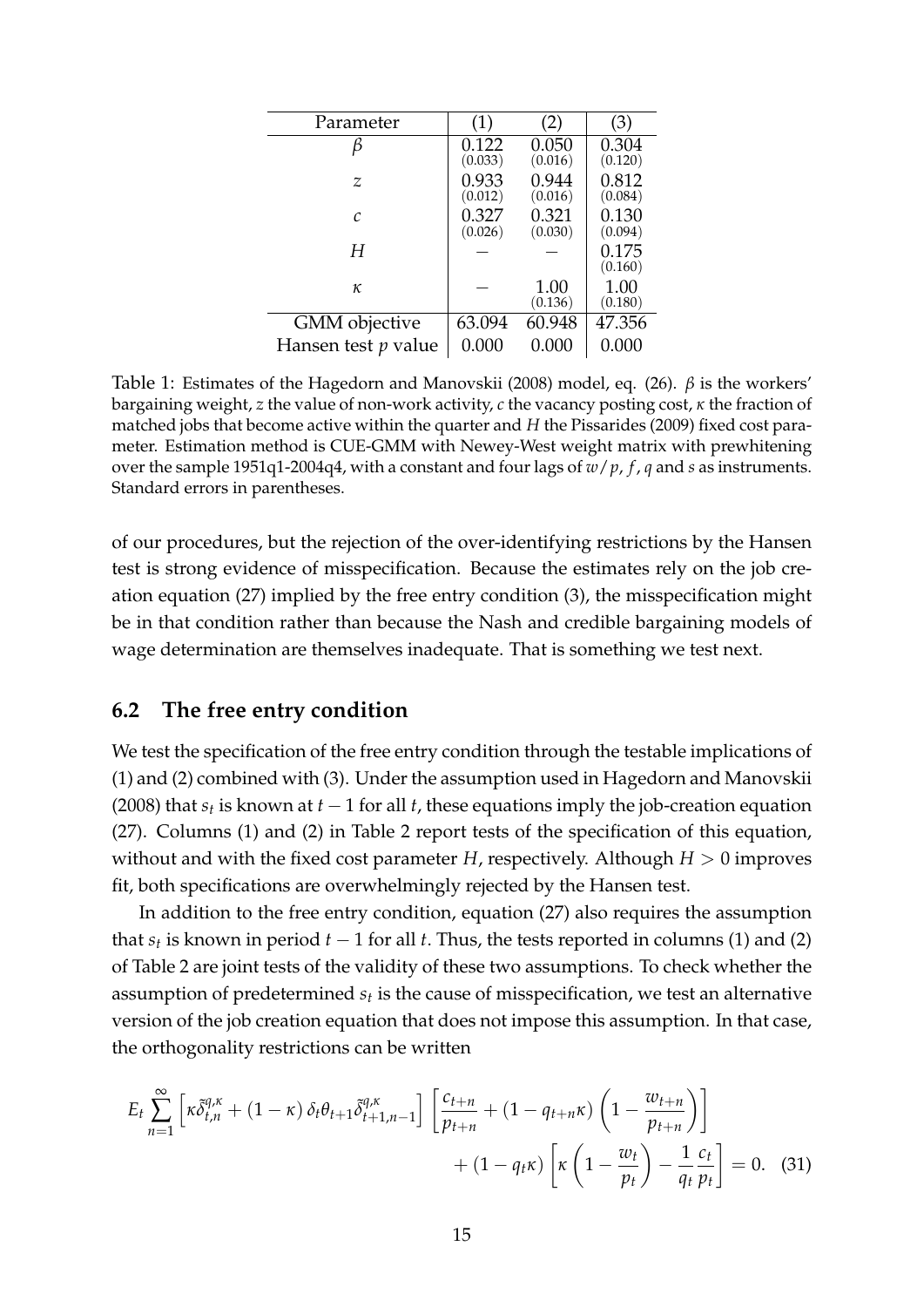| Parameter | (1) | (2) | (3) |
|---|---|---|---|
| $\beta$ | 0.122 (0.033) | 0.050 (0.016) | 0.304 (0.120) |
| $z$ | 0.933 (0.012) | 0.944 (0.016) | 0.812 (0.084) |
| $c$ | 0.327 (0.026) | 0.321 (0.030) | 0.130 (0.094) |
| $H$ | — | — | 0.175 (0.160) |
| $\kappa$ | — | 1.00 (0.136) | 1.00 (0.180) |
| GMM objective | 63.094 | 60.948 | 47.356 |
| Hansen test $p$ value | 0.000 | 0.000 | 0.000 |

Table 1: Estimates of the Hagedorn and Manovskii (2008) model, eq. (26). $\beta$ is the workers' bargaining weight, $z$ the value of non-work activity, $c$ the vacancy posting cost, $\kappa$ the fraction of matched jobs that become active within the quarter and $H$ the Pissarides (2009) fixed cost parameter. Estimation method is CUE-GMM with Newey-West weight matrix with prewhitening over the sample 1951q1-2004q4, with a constant and four lags of $w/p$, $f$, $q$ and $s$ as instruments. Standard errors in parentheses.

of our procedures, but the rejection of the over-identifying restrictions by the Hansen test is strong evidence of misspecification. Because the estimates rely on the job creation equation (27) implied by the free entry condition (3), the misspecification might be in that condition rather than because the Nash and credible bargaining models of wage determination are themselves inadequate. That is something we test next.

## 6.2 The free entry condition

We test the specification of the free entry condition through the testable implications of (1) and (2) combined with (3). Under the assumption used in Hagedorn and Manovskii (2008) that $s_t$ is known at $t-1$ for all $t$, these equations imply the job-creation equation (27). Columns (1) and (2) in Table 2 report tests of the specification of this equation, without and with the fixed cost parameter $H$, respectively. Although $H > 0$ improves fit, both specifications are overwhelmingly rejected by the Hansen test.

In addition to the free entry condition, equation (27) also requires the assumption that $s_t$ is known in period $t-1$ for all $t$. Thus, the tests reported in columns (1) and (2) of Table 2 are joint tests of the validity of these two assumptions. To check whether the assumption of predetermined $s_t$ is the cause of misspecification, we test an alternative version of the job creation equation that does not impose this assumption. In that case, the orthogonality restrictions can be written

$$E_t \sum_{n=1}^{\infty} \left[ \kappa \tilde{\delta}_{t,n}^{q,\kappa} + (1-\kappa)\, \delta_t \theta_{t+1} \tilde{\delta}_{t+1,n-1}^{q,\kappa} \right] \left[ \frac{c_{t+n}}{p_{t+n}} + (1 - q_{t+n}\kappa) \left( 1 - \frac{w_{t+n}}{p_{t+n}} \right) \right] + (1 - q_t \kappa) \left[ \kappa \left( 1 - \frac{w_t}{p_t} \right) - \frac{1}{q_t} \frac{c_t}{p_t} \right] = 0. \quad (31)$$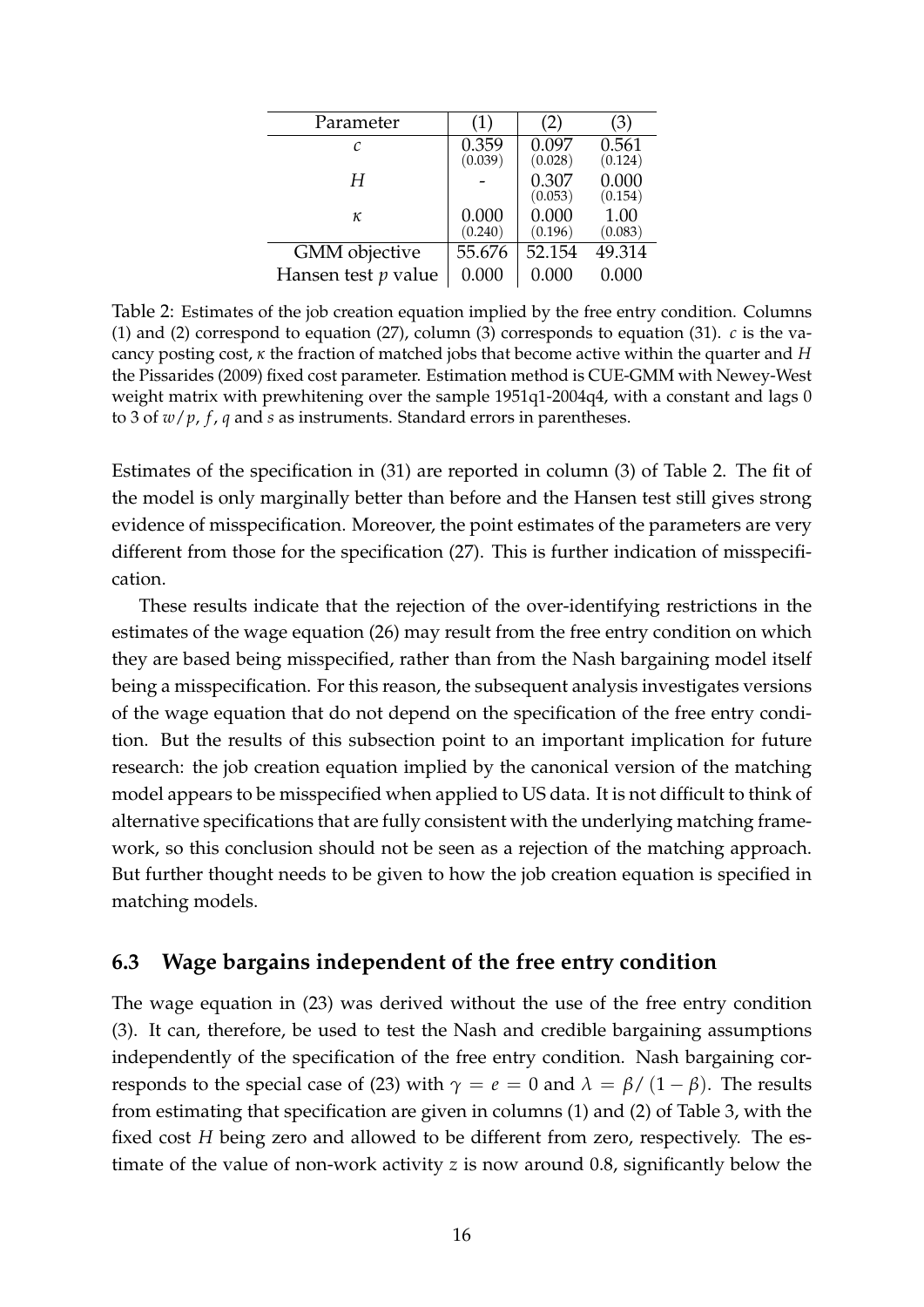| Parameter | (1) | (2) | (3) |
|---|---|---|---|
| $c$ | 0.359 (0.039) | 0.097 (0.028) | 0.561 (0.124) |
| $H$ | - | 0.307 (0.053) | 0.000 (0.154) |
| $\kappa$ | 0.000 (0.240) | 0.000 (0.196) | 1.00 (0.083) |
| GMM objective | 55.676 | 52.154 | 49.314 |
| Hansen test $p$ value | 0.000 | 0.000 | 0.000 |

Table 2: Estimates of the job creation equation implied by the free entry condition. Columns (1) and (2) correspond to equation (27), column (3) corresponds to equation (31). $c$ is the vacancy posting cost, $\kappa$ the fraction of matched jobs that become active within the quarter and $H$ the Pissarides (2009) fixed cost parameter. Estimation method is CUE-GMM with Newey-West weight matrix with prewhitening over the sample 1951q1-2004q4, with a constant and lags 0 to 3 of $w/p$, $f$, $q$ and $s$ as instruments. Standard errors in parentheses.

Estimates of the specification in (31) are reported in column (3) of Table 2. The fit of the model is only marginally better than before and the Hansen test still gives strong evidence of misspecification. Moreover, the point estimates of the parameters are very different from those for the specification (27). This is further indication of misspecification.

These results indicate that the rejection of the over-identifying restrictions in the estimates of the wage equation (26) may result from the free entry condition on which they are based being misspecified, rather than from the Nash bargaining model itself being a misspecification. For this reason, the subsequent analysis investigates versions of the wage equation that do not depend on the specification of the free entry condition. But the results of this subsection point to an important implication for future research: the job creation equation implied by the canonical version of the matching model appears to be misspecified when applied to US data. It is not difficult to think of alternative specifications that are fully consistent with the underlying matching framework, so this conclusion should not be seen as a rejection of the matching approach. But further thought needs to be given to how the job creation equation is specified in matching models.

### 6.3 Wage bargains independent of the free entry condition

The wage equation in (23) was derived without the use of the free entry condition (3). It can, therefore, be used to test the Nash and credible bargaining assumptions independently of the specification of the free entry condition. Nash bargaining corresponds to the special case of (23) with $\gamma = e = 0$ and $\lambda = \beta/(1-\beta)$. The results from estimating that specification are given in columns (1) and (2) of Table 3, with the fixed cost $H$ being zero and allowed to be different from zero, respectively. The estimate of the value of non-work activity $z$ is now around 0.8, significantly below the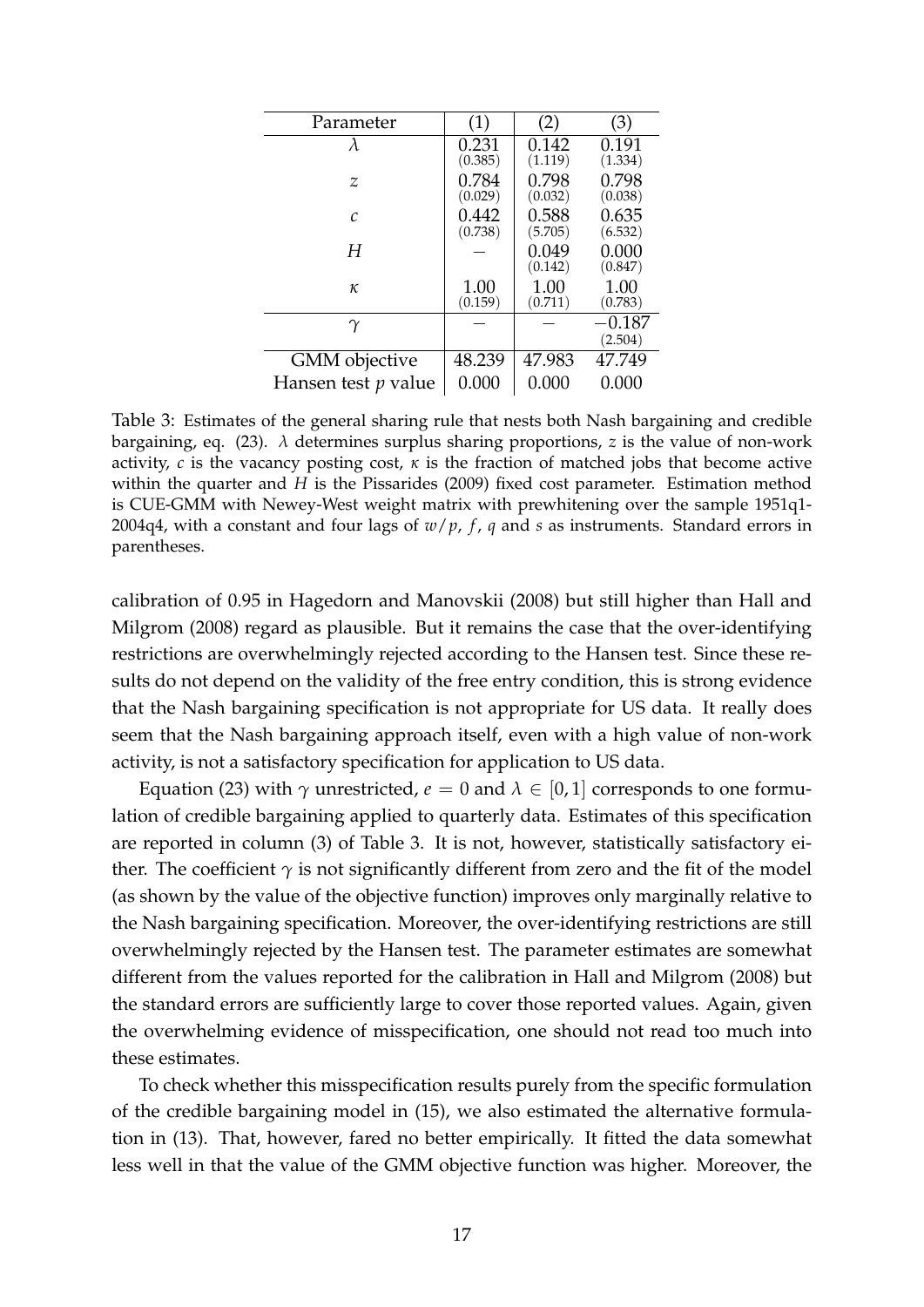| Parameter | (1) | (2) | (3) |
|---|---|---|---|
| $\lambda$ | 0.231 (0.385) | 0.142 (1.119) | 0.191 (1.334) |
| $z$ | 0.784 (0.029) | 0.798 (0.032) | 0.798 (0.038) |
| $c$ | 0.442 (0.738) | 0.588 (5.705) | 0.635 (6.532) |
| $H$ | – | 0.049 (0.142) | 0.000 (0.847) |
| $\kappa$ | 1.00 (0.159) | 1.00 (0.711) | 1.00 (0.783) |
| $\gamma$ | – | – | $-0.187$ (2.504) |
| GMM objective | 48.239 | 47.983 | 47.749 |
| Hansen test $p$ value | 0.000 | 0.000 | 0.000 |

Table 3: Estimates of the general sharing rule that nests both Nash bargaining and credible bargaining, eq. (23). $\lambda$ determines surplus sharing proportions, $z$ is the value of non-work activity, $c$ is the vacancy posting cost, $\kappa$ is the fraction of matched jobs that become active within the quarter and $H$ is the Pissarides (2009) fixed cost parameter. Estimation method is CUE-GMM with Newey-West weight matrix with prewhitening over the sample 1951q1-2004q4, with a constant and four lags of $w/p$, $f$, $q$ and $s$ as instruments. Standard errors in parentheses.

calibration of 0.95 in Hagedorn and Manovskii (2008) but still higher than Hall and Milgrom (2008) regard as plausible. But it remains the case that the over-identifying restrictions are overwhelmingly rejected according to the Hansen test. Since these results do not depend on the validity of the free entry condition, this is strong evidence that the Nash bargaining specification is not appropriate for US data. It really does seem that the Nash bargaining approach itself, even with a high value of non-work activity, is not a satisfactory specification for application to US data.

Equation (23) with $\gamma$ unrestricted, $e = 0$ and $\lambda \in [0, 1]$ corresponds to one formulation of credible bargaining applied to quarterly data. Estimates of this specification are reported in column (3) of Table 3. It is not, however, statistically satisfactory either. The coefficient $\gamma$ is not significantly different from zero and the fit of the model (as shown by the value of the objective function) improves only marginally relative to the Nash bargaining specification. Moreover, the over-identifying restrictions are still overwhelmingly rejected by the Hansen test. The parameter estimates are somewhat different from the values reported for the calibration in Hall and Milgrom (2008) but the standard errors are sufficiently large to cover those reported values. Again, given the overwhelming evidence of misspecification, one should not read too much into these estimates.

To check whether this misspecification results purely from the specific formulation of the credible bargaining model in (15), we also estimated the alternative formulation in (13). That, however, fared no better empirically. It fitted the data somewhat less well in that the value of the GMM objective function was higher. Moreover, the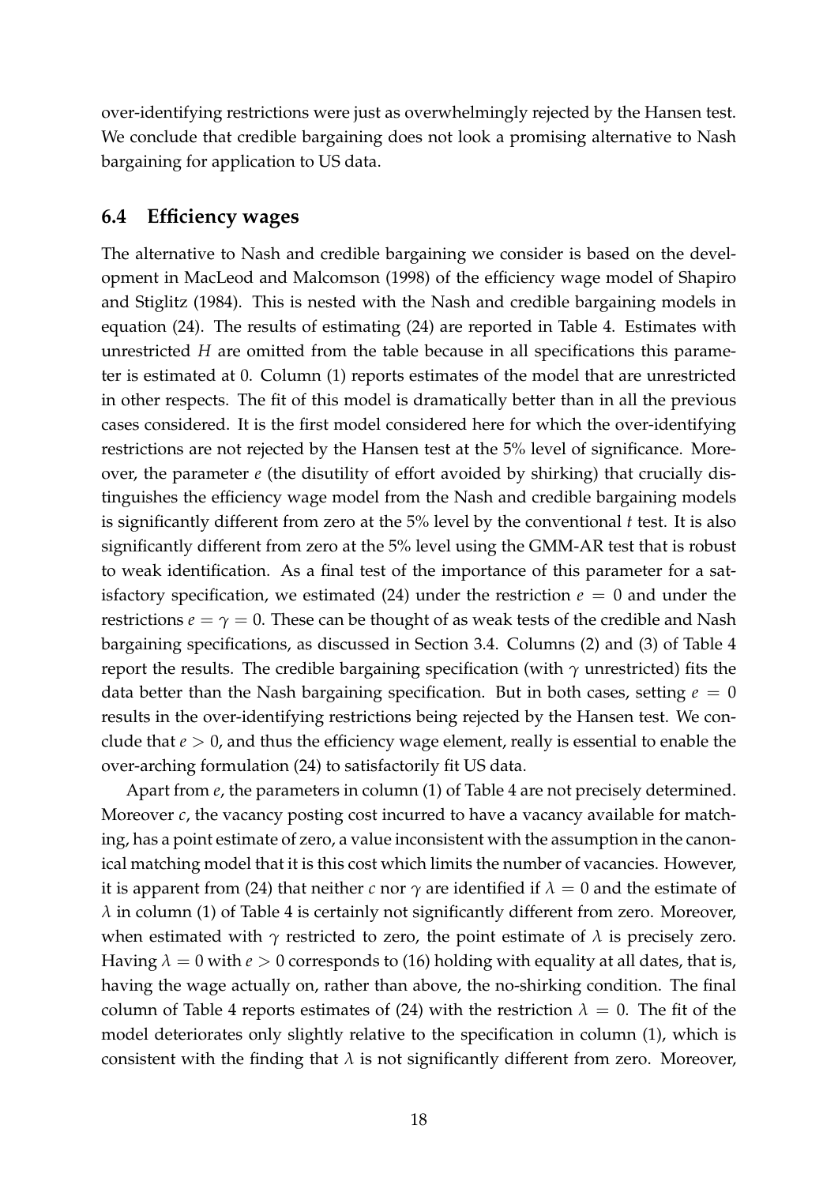over-identifying restrictions were just as overwhelmingly rejected by the Hansen test. We conclude that credible bargaining does not look a promising alternative to Nash bargaining for application to US data.

### 6.4 Efficiency wages

The alternative to Nash and credible bargaining we consider is based on the development in MacLeod and Malcomson (1998) of the efficiency wage model of Shapiro and Stiglitz (1984). This is nested with the Nash and credible bargaining models in equation (24). The results of estimating (24) are reported in Table 4. Estimates with unrestricted $H$ are omitted from the table because in all specifications this parameter is estimated at 0. Column (1) reports estimates of the model that are unrestricted in other respects. The fit of this model is dramatically better than in all the previous cases considered. It is the first model considered here for which the over-identifying restrictions are not rejected by the Hansen test at the 5% level of significance. Moreover, the parameter $e$ (the disutility of effort avoided by shirking) that crucially distinguishes the efficiency wage model from the Nash and credible bargaining models is significantly different from zero at the 5% level by the conventional $t$ test. It is also significantly different from zero at the 5% level using the GMM-AR test that is robust to weak identification. As a final test of the importance of this parameter for a satisfactory specification, we estimated (24) under the restriction $e = 0$ and under the restrictions $e = \gamma = 0$. These can be thought of as weak tests of the credible and Nash bargaining specifications, as discussed in Section 3.4. Columns (2) and (3) of Table 4 report the results. The credible bargaining specification (with $\gamma$ unrestricted) fits the data better than the Nash bargaining specification. But in both cases, setting $e = 0$ results in the over-identifying restrictions being rejected by the Hansen test. We conclude that $e > 0$, and thus the efficiency wage element, really is essential to enable the over-arching formulation (24) to satisfactorily fit US data.

Apart from $e$, the parameters in column (1) of Table 4 are not precisely determined. Moreover $c$, the vacancy posting cost incurred to have a vacancy available for matching, has a point estimate of zero, a value inconsistent with the assumption in the canonical matching model that it is this cost which limits the number of vacancies. However, it is apparent from (24) that neither $c$ nor $\gamma$ are identified if $\lambda = 0$ and the estimate of $\lambda$ in column (1) of Table 4 is certainly not significantly different from zero. Moreover, when estimated with $\gamma$ restricted to zero, the point estimate of $\lambda$ is precisely zero. Having $\lambda = 0$ with $e > 0$ corresponds to (16) holding with equality at all dates, that is, having the wage actually on, rather than above, the no-shirking condition. The final column of Table 4 reports estimates of (24) with the restriction $\lambda = 0$. The fit of the model deteriorates only slightly relative to the specification in column (1), which is consistent with the finding that $\lambda$ is not significantly different from zero. Moreover,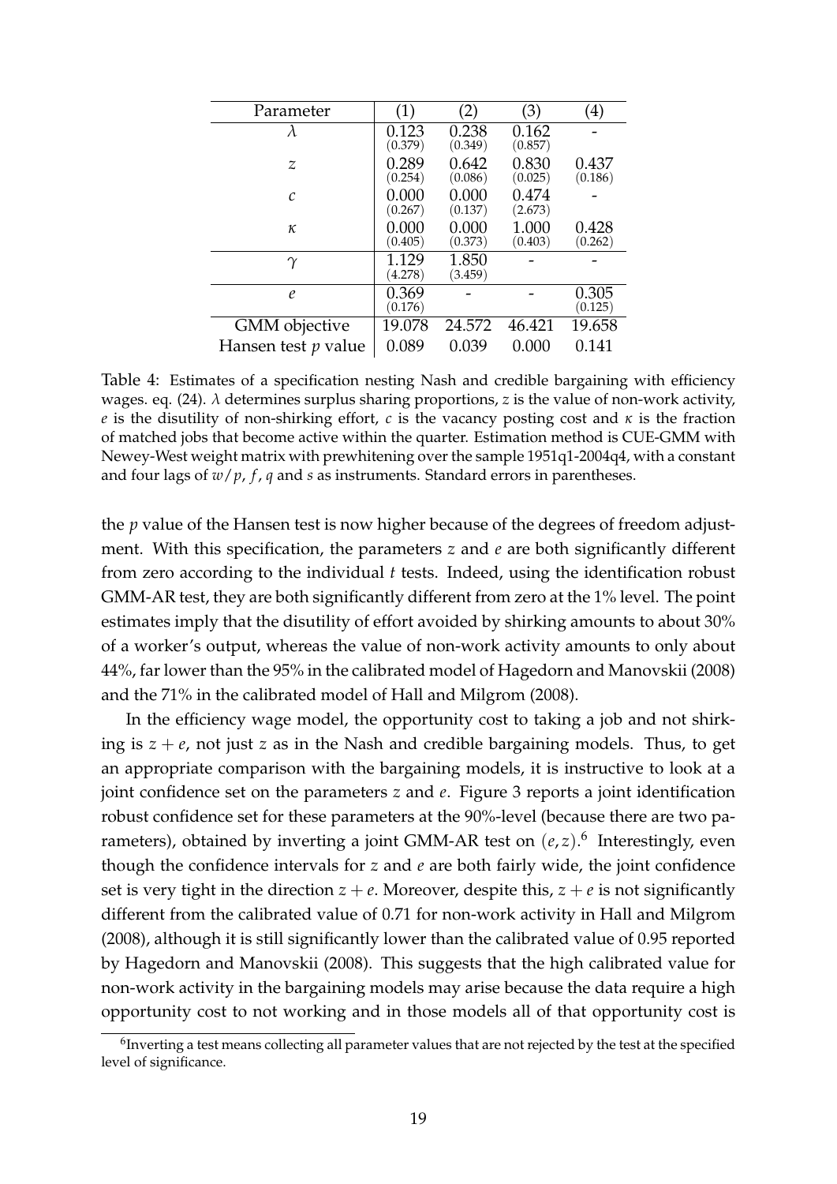| Parameter | (1) | (2) | (3) | (4) |
|---|---|---|---|---|
| $\lambda$ | 0.123 (0.379) | 0.238 (0.349) | 0.162 (0.857) | - |
| $z$ | 0.289 (0.254) | 0.642 (0.086) | 0.830 (0.025) | 0.437 (0.186) |
| $c$ | 0.000 (0.267) | 0.000 (0.137) | 0.474 (2.673) | - |
| $\kappa$ | 0.000 (0.405) | 0.000 (0.373) | 1.000 (0.403) | 0.428 (0.262) |
| $\gamma$ | 1.129 (4.278) | 1.850 (3.459) | - | - |
| $e$ | 0.369 (0.176) | - | - | 0.305 (0.125) |
| GMM objective | 19.078 | 24.572 | 46.421 | 19.658 |
| Hansen test $p$ value | 0.089 | 0.039 | 0.000 | 0.141 |

Table 4: Estimates of a specification nesting Nash and credible bargaining with efficiency wages. eq. (24). $\lambda$ determines surplus sharing proportions, $z$ is the value of non-work activity, $e$ is the disutility of non-shirking effort, $c$ is the vacancy posting cost and $\kappa$ is the fraction of matched jobs that become active within the quarter. Estimation method is CUE-GMM with Newey-West weight matrix with prewhitening over the sample 1951q1-2004q4, with a constant and four lags of $w/p$, $f$, $q$ and $s$ as instruments. Standard errors in parentheses.

the $p$ value of the Hansen test is now higher because of the degrees of freedom adjustment. With this specification, the parameters $z$ and $e$ are both significantly different from zero according to the individual $t$ tests. Indeed, using the identification robust GMM-AR test, they are both significantly different from zero at the 1% level. The point estimates imply that the disutility of effort avoided by shirking amounts to about 30% of a worker's output, whereas the value of non-work activity amounts to only about 44%, far lower than the 95% in the calibrated model of Hagedorn and Manovskii (2008) and the 71% in the calibrated model of Hall and Milgrom (2008).

In the efficiency wage model, the opportunity cost to taking a job and not shirking is $z + e$, not just $z$ as in the Nash and credible bargaining models. Thus, to get an appropriate comparison with the bargaining models, it is instructive to look at a joint confidence set on the parameters $z$ and $e$. Figure 3 reports a joint identification robust confidence set for these parameters at the 90%-level (because there are two parameters), obtained by inverting a joint GMM-AR test on $(e, z)$.[6] Interestingly, even though the confidence intervals for $z$ and $e$ are both fairly wide, the joint confidence set is very tight in the direction $z + e$. Moreover, despite this, $z + e$ is not significantly different from the calibrated value of 0.71 for non-work activity in Hall and Milgrom (2008), although it is still significantly lower than the calibrated value of 0.95 reported by Hagedorn and Manovskii (2008). This suggests that the high calibrated value for non-work activity in the bargaining models may arise because the data require a high opportunity cost to not working and in those models all of that opportunity cost is

[6] Inverting a test means collecting all parameter values that are not rejected by the test at the specified level of significance.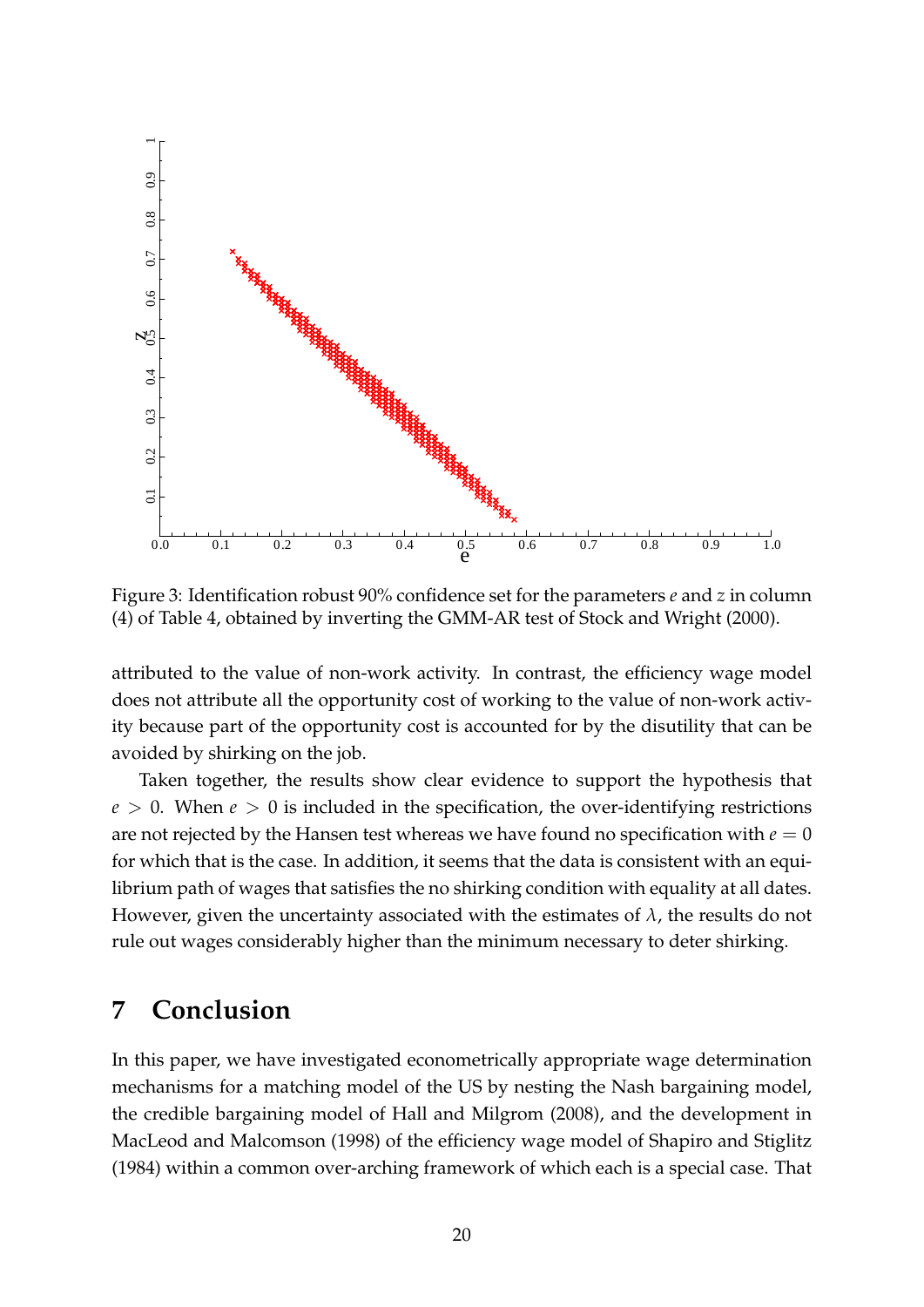Figure 3: Identification robust 90% confidence set for the parameters $e$ and $z$ in column (4) of Table 4, obtained by inverting the GMM-AR test of Stock and Wright (2000).

attributed to the value of non-work activity. In contrast, the efficiency wage model does not attribute all the opportunity cost of working to the value of non-work activity because part of the opportunity cost is accounted for by the disutility that can be avoided by shirking on the job.

Taken together, the results show clear evidence to support the hypothesis that $e > 0$. When $e > 0$ is included in the specification, the over-identifying restrictions are not rejected by the Hansen test whereas we have found no specification with $e = 0$ for which that is the case. In addition, it seems that the data is consistent with an equilibrium path of wages that satisfies the no shirking condition with equality at all dates. However, given the uncertainty associated with the estimates of $\lambda$, the results do not rule out wages considerably higher than the minimum necessary to deter shirking.

# 7 Conclusion

In this paper, we have investigated econometrically appropriate wage determination mechanisms for a matching model of the US by nesting the Nash bargaining model, the credible bargaining model of Hall and Milgrom (2008), and the development in MacLeod and Malcomson (1998) of the efficiency wage model of Shapiro and Stiglitz (1984) within a common over-arching framework of which each is a special case. That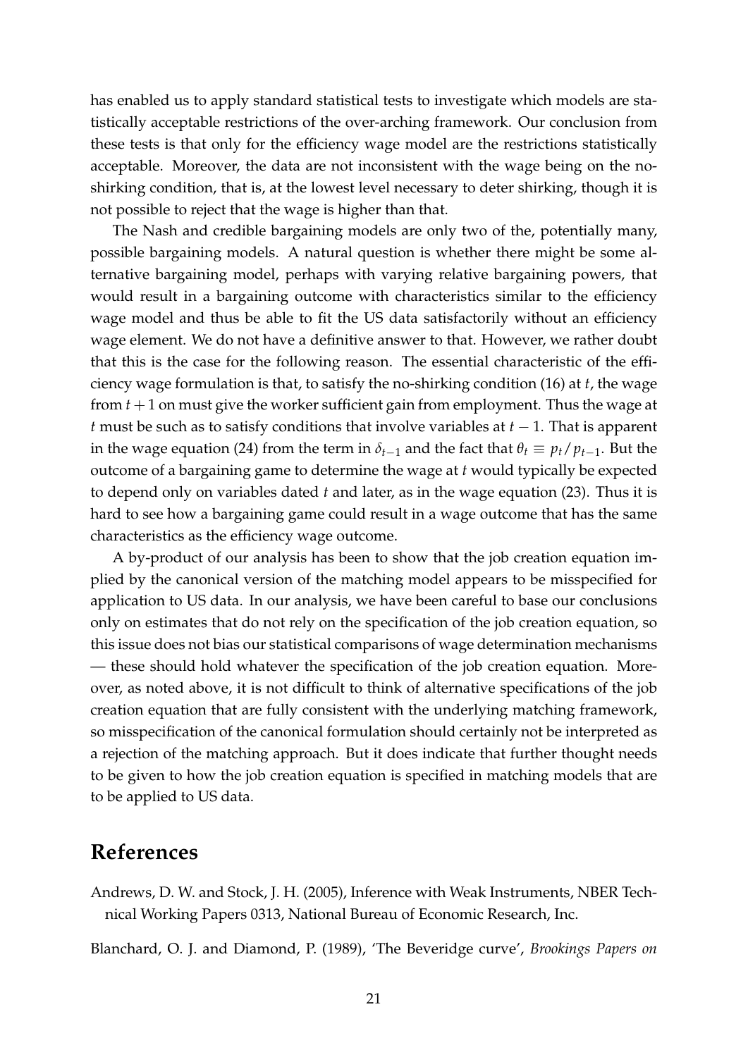has enabled us to apply standard statistical tests to investigate which models are statistically acceptable restrictions of the over-arching framework. Our conclusion from these tests is that only for the efficiency wage model are the restrictions statistically acceptable. Moreover, the data are not inconsistent with the wage being on the no-shirking condition, that is, at the lowest level necessary to deter shirking, though it is not possible to reject that the wage is higher than that.

The Nash and credible bargaining models are only two of the, potentially many, possible bargaining models. A natural question is whether there might be some alternative bargaining model, perhaps with varying relative bargaining powers, that would result in a bargaining outcome with characteristics similar to the efficiency wage model and thus be able to fit the US data satisfactorily without an efficiency wage element. We do not have a definitive answer to that. However, we rather doubt that this is the case for the following reason. The essential characteristic of the efficiency wage formulation is that, to satisfy the no-shirking condition (16) at $t$, the wage from $t+1$ on must give the worker sufficient gain from employment. Thus the wage at $t$ must be such as to satisfy conditions that involve variables at $t-1$. That is apparent in the wage equation (24) from the term in $\delta_{t-1}$ and the fact that $\theta_t \equiv p_t/p_{t-1}$. But the outcome of a bargaining game to determine the wage at $t$ would typically be expected to depend only on variables dated $t$ and later, as in the wage equation (23). Thus it is hard to see how a bargaining game could result in a wage outcome that has the same characteristics as the efficiency wage outcome.

A by-product of our analysis has been to show that the job creation equation implied by the canonical version of the matching model appears to be misspecified for application to US data. In our analysis, we have been careful to base our conclusions only on estimates that do not rely on the specification of the job creation equation, so this issue does not bias our statistical comparisons of wage determination mechanisms — these should hold whatever the specification of the job creation equation. Moreover, as noted above, it is not difficult to think of alternative specifications of the job creation equation that are fully consistent with the underlying matching framework, so misspecification of the canonical formulation should certainly not be interpreted as a rejection of the matching approach. But it does indicate that further thought needs to be given to how the job creation equation is specified in matching models that are to be applied to US data.

## References

Andrews, D. W. and Stock, J. H. (2005), Inference with Weak Instruments, NBER Technical Working Papers 0313, National Bureau of Economic Research, Inc.

Blanchard, O. J. and Diamond, P. (1989), 'The Beveridge curve', *Brookings Papers on*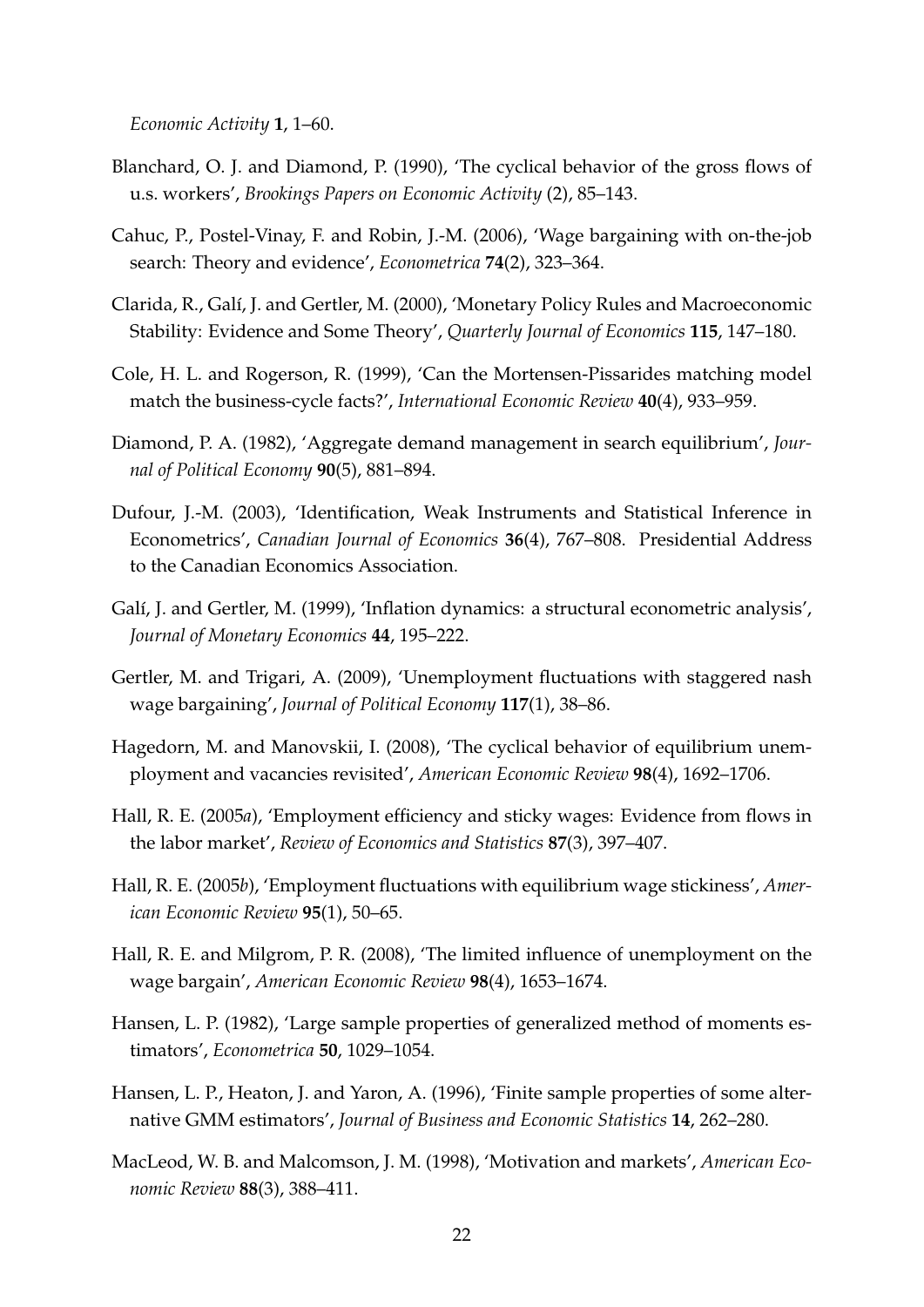*Economic Activity* **1**, 1–60.

Blanchard, O. J. and Diamond, P. (1990), 'The cyclical behavior of the gross flows of u.s. workers', *Brookings Papers on Economic Activity* (2), 85–143.

Cahuc, P., Postel-Vinay, F. and Robin, J.-M. (2006), 'Wage bargaining with on-the-job search: Theory and evidence', *Econometrica* **74**(2), 323–364.

Clarida, R., Galí, J. and Gertler, M. (2000), 'Monetary Policy Rules and Macroeconomic Stability: Evidence and Some Theory', *Quarterly Journal of Economics* **115**, 147–180.

Cole, H. L. and Rogerson, R. (1999), 'Can the Mortensen-Pissarides matching model match the business-cycle facts?', *International Economic Review* **40**(4), 933–959.

Diamond, P. A. (1982), 'Aggregate demand management in search equilibrium', *Journal of Political Economy* **90**(5), 881–894.

Dufour, J.-M. (2003), 'Identification, Weak Instruments and Statistical Inference in Econometrics', *Canadian Journal of Economics* **36**(4), 767–808. Presidential Address to the Canadian Economics Association.

Galí, J. and Gertler, M. (1999), 'Inflation dynamics: a structural econometric analysis', *Journal of Monetary Economics* **44**, 195–222.

Gertler, M. and Trigari, A. (2009), 'Unemployment fluctuations with staggered nash wage bargaining', *Journal of Political Economy* **117**(1), 38–86.

Hagedorn, M. and Manovskii, I. (2008), 'The cyclical behavior of equilibrium unemployment and vacancies revisited', *American Economic Review* **98**(4), 1692–1706.

Hall, R. E. (2005*a*), 'Employment efficiency and sticky wages: Evidence from flows in the labor market', *Review of Economics and Statistics* **87**(3), 397–407.

Hall, R. E. (2005*b*), 'Employment fluctuations with equilibrium wage stickiness', *American Economic Review* **95**(1), 50–65.

Hall, R. E. and Milgrom, P. R. (2008), 'The limited influence of unemployment on the wage bargain', *American Economic Review* **98**(4), 1653–1674.

Hansen, L. P. (1982), 'Large sample properties of generalized method of moments estimators', *Econometrica* **50**, 1029–1054.

Hansen, L. P., Heaton, J. and Yaron, A. (1996), 'Finite sample properties of some alternative GMM estimators', *Journal of Business and Economic Statistics* **14**, 262–280.

MacLeod, W. B. and Malcomson, J. M. (1998), 'Motivation and markets', *American Economic Review* **88**(3), 388–411.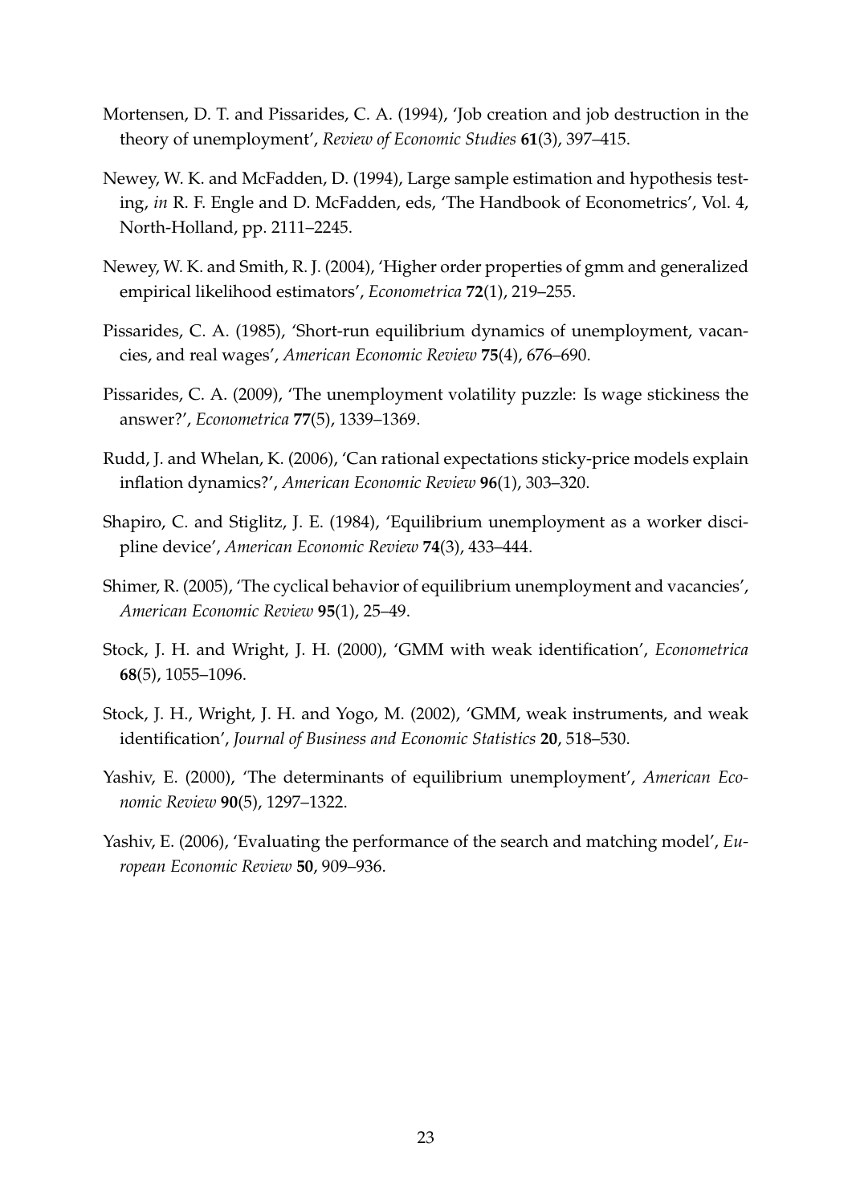Mortensen, D. T. and Pissarides, C. A. (1994), 'Job creation and job destruction in the theory of unemployment', *Review of Economic Studies* **61**(3), 397–415.

Newey, W. K. and McFadden, D. (1994), Large sample estimation and hypothesis testing, *in* R. F. Engle and D. McFadden, eds, 'The Handbook of Econometrics', Vol. 4, North-Holland, pp. 2111–2245.

Newey, W. K. and Smith, R. J. (2004), 'Higher order properties of gmm and generalized empirical likelihood estimators', *Econometrica* **72**(1), 219–255.

Pissarides, C. A. (1985), 'Short-run equilibrium dynamics of unemployment, vacancies, and real wages', *American Economic Review* **75**(4), 676–690.

Pissarides, C. A. (2009), 'The unemployment volatility puzzle: Is wage stickiness the answer?', *Econometrica* **77**(5), 1339–1369.

Rudd, J. and Whelan, K. (2006), 'Can rational expectations sticky-price models explain inflation dynamics?', *American Economic Review* **96**(1), 303–320.

Shapiro, C. and Stiglitz, J. E. (1984), 'Equilibrium unemployment as a worker discipline device', *American Economic Review* **74**(3), 433–444.

Shimer, R. (2005), 'The cyclical behavior of equilibrium unemployment and vacancies', *American Economic Review* **95**(1), 25–49.

Stock, J. H. and Wright, J. H. (2000), 'GMM with weak identification', *Econometrica* **68**(5), 1055–1096.

Stock, J. H., Wright, J. H. and Yogo, M. (2002), 'GMM, weak instruments, and weak identification', *Journal of Business and Economic Statistics* **20**, 518–530.

Yashiv, E. (2000), 'The determinants of equilibrium unemployment', *American Economic Review* **90**(5), 1297–1322.

Yashiv, E. (2006), 'Evaluating the performance of the search and matching model', *European Economic Review* **50**, 909–936.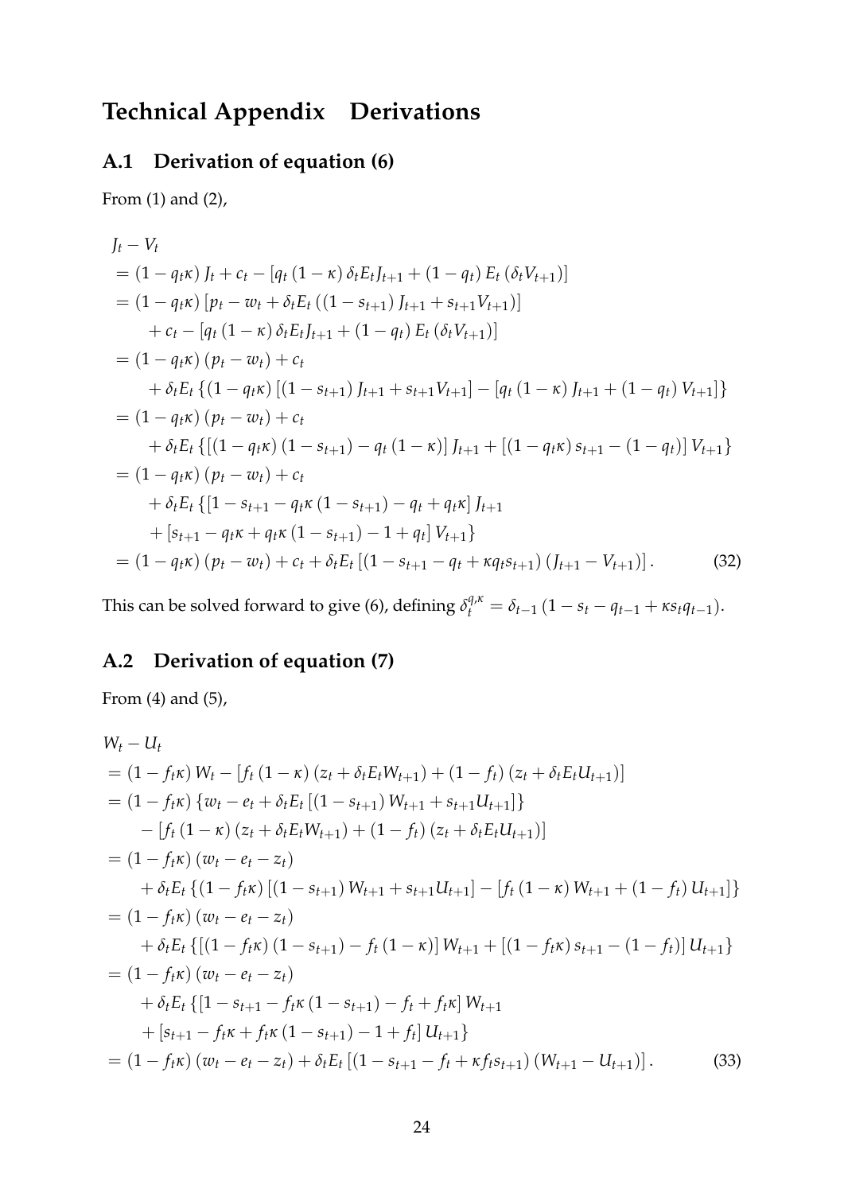# Technical Appendix Derivations

## A.1 Derivation of equation (6)

From (1) and (2),

$$
\begin{aligned}
& J_t - V_t \\
&= (1 - q_t\kappa) J_t + c_t - [q_t (1-\kappa) \delta_t E_t J_{t+1} + (1-q_t) E_t (\delta_t V_{t+1})] \\
&= (1 - q_t\kappa) [p_t - w_t + \delta_t E_t ((1 - s_{t+1}) J_{t+1} + s_{t+1} V_{t+1})] \\
&\quad + c_t - [q_t (1-\kappa) \delta_t E_t J_{t+1} + (1-q_t) E_t (\delta_t V_{t+1})] \\
&= (1 - q_t\kappa)(p_t - w_t) + c_t \\
&\quad + \delta_t E_t \{(1 - q_t\kappa) [(1 - s_{t+1}) J_{t+1} + s_{t+1} V_{t+1}] - [q_t (1-\kappa) J_{t+1} + (1-q_t) V_{t+1}]\} \\
&= (1 - q_t\kappa)(p_t - w_t) + c_t \\
&\quad + \delta_t E_t \{[(1 - q_t\kappa)(1 - s_{t+1}) - q_t (1-\kappa)] J_{t+1} + [(1 - q_t\kappa) s_{t+1} - (1-q_t)] V_{t+1}\} \\
&= (1 - q_t\kappa)(p_t - w_t) + c_t \\
&\quad + \delta_t E_t \{[1 - s_{t+1} - q_t\kappa (1 - s_{t+1}) - q_t + q_t\kappa] J_{t+1} \\
&\quad + [s_{t+1} - q_t\kappa + q_t\kappa (1 - s_{t+1}) - 1 + q_t] V_{t+1}\} \\
&= (1 - q_t\kappa)(p_t - w_t) + c_t + \delta_t E_t [(1 - s_{t+1} - q_t + \kappa q_t s_{t+1}) (J_{t+1} - V_{t+1})]. \qquad (32)
\end{aligned}
$$

This can be solved forward to give (6), defining $\delta_t^{q,\kappa} = \delta_{t-1} (1 - s_t - q_{t-1} + \kappa s_t q_{t-1})$.

## A.2 Derivation of equation (7)

From (4) and (5),

$$
\begin{aligned}
& W_t - U_t \\
&= (1 - f_t\kappa) W_t - [f_t (1-\kappa)(z_t + \delta_t E_t W_{t+1}) + (1-f_t)(z_t + \delta_t E_t U_{t+1})] \\
&= (1 - f_t\kappa) \{w_t - e_t + \delta_t E_t [(1 - s_{t+1}) W_{t+1} + s_{t+1} U_{t+1}]\} \\
&\quad - [f_t (1-\kappa)(z_t + \delta_t E_t W_{t+1}) + (1-f_t)(z_t + \delta_t E_t U_{t+1})] \\
&= (1 - f_t\kappa)(w_t - e_t - z_t) \\
&\quad + \delta_t E_t \{(1 - f_t\kappa) [(1 - s_{t+1}) W_{t+1} + s_{t+1} U_{t+1}] - [f_t (1-\kappa) W_{t+1} + (1-f_t) U_{t+1}]\} \\
&= (1 - f_t\kappa)(w_t - e_t - z_t) \\
&\quad + \delta_t E_t \{[(1 - f_t\kappa)(1 - s_{t+1}) - f_t (1-\kappa)] W_{t+1} + [(1 - f_t\kappa) s_{t+1} - (1-f_t)] U_{t+1}\} \\
&= (1 - f_t\kappa)(w_t - e_t - z_t) \\
&\quad + \delta_t E_t \{[1 - s_{t+1} - f_t\kappa (1 - s_{t+1}) - f_t + f_t\kappa] W_{t+1} \\
&\quad + [s_{t+1} - f_t\kappa + f_t\kappa (1 - s_{t+1}) - 1 + f_t] U_{t+1}\} \\
&= (1 - f_t\kappa)(w_t - e_t - z_t) + \delta_t E_t [(1 - s_{t+1} - f_t + \kappa f_t s_{t+1}) (W_{t+1} - U_{t+1})]. \qquad (33)
\end{aligned}
$$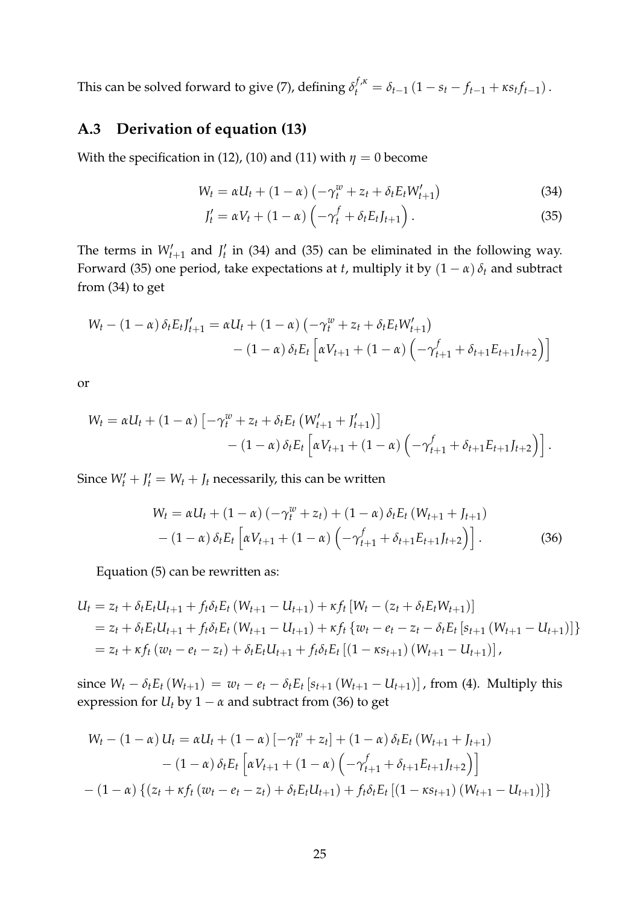This can be solved forward to give (7), defining $\delta_t^{f,\kappa} = \delta_{t-1}(1 - s_t - f_{t-1} + \kappa s_t f_{t-1})$.

## A.3 Derivation of equation (13)

With the specification in (12), (10) and (11) with $\eta = 0$ become

$$W_t = \alpha U_t + (1-\alpha)\left(-\gamma_t^w + z_t + \delta_t E_t W'_{t+1}\right) \tag{34}$$

$$J'_t = \alpha V_t + (1-\alpha)\left(-\gamma_t^f + \delta_t E_t J_{t+1}\right). \tag{35}$$

The terms in $W'_{t+1}$ and $J'_t$ in (34) and (35) can be eliminated in the following way. Forward (35) one period, take expectations at $t$, multiply it by $(1-\alpha)\delta_t$ and subtract from (34) to get

$$\begin{aligned} W_t - (1-\alpha)\delta_t E_t J'_{t+1} = \alpha U_t &+ (1-\alpha)\left(-\gamma_t^w + z_t + \delta_t E_t W'_{t+1}\right) \\ &- (1-\alpha)\delta_t E_t\left[\alpha V_{t+1} + (1-\alpha)\left(-\gamma_{t+1}^f + \delta_{t+1} E_{t+1} J_{t+2}\right)\right] \end{aligned}$$

or

$$\begin{aligned} W_t = \alpha U_t + (1-\alpha)&\left[-\gamma_t^w + z_t + \delta_t E_t\left(W'_{t+1} + J'_{t+1}\right)\right] \\ &- (1-\alpha)\delta_t E_t\left[\alpha V_{t+1} + (1-\alpha)\left(-\gamma_{t+1}^f + \delta_{t+1} E_{t+1} J_{t+2}\right)\right]. \end{aligned}$$

Since $W'_t + J'_t = W_t + J_t$ necessarily, this can be written

$$\begin{aligned} W_t &= \alpha U_t + (1-\alpha)\left(-\gamma_t^w + z_t\right) + (1-\alpha)\delta_t E_t\left(W_{t+1} + J_{t+1}\right) \\ &\quad - (1-\alpha)\delta_t E_t\left[\alpha V_{t+1} + (1-\alpha)\left(-\gamma_{t+1}^f + \delta_{t+1} E_{t+1} J_{t+2}\right)\right]. \end{aligned} \tag{36}$$

Equation (5) can be rewritten as:

$$\begin{aligned} U_t &= z_t + \delta_t E_t U_{t+1} + f_t \delta_t E_t\left(W_{t+1} - U_{t+1}\right) + \kappa f_t\left[W_t - \left(z_t + \delta_t E_t W_{t+1}\right)\right] \\ &= z_t + \delta_t E_t U_{t+1} + f_t \delta_t E_t\left(W_{t+1} - U_{t+1}\right) + \kappa f_t\left\{w_t - e_t - z_t - \delta_t E_t\left[s_{t+1}\left(W_{t+1} - U_{t+1}\right)\right]\right\} \\ &= z_t + \kappa f_t\left(w_t - e_t - z_t\right) + \delta_t E_t U_{t+1} + f_t \delta_t E_t\left[\left(1 - \kappa s_{t+1}\right)\left(W_{t+1} - U_{t+1}\right)\right], \end{aligned}$$

since $W_t - \delta_t E_t\left(W_{t+1}\right) = w_t - e_t - \delta_t E_t\left[s_{t+1}\left(W_{t+1} - U_{t+1}\right)\right]$, from (4). Multiply this expression for $U_t$ by $1-\alpha$ and subtract from (36) to get

$$\begin{aligned} W_t - (1-\alpha)U_t = \alpha U_t &+ (1-\alpha)\left[-\gamma_t^w + z_t\right] + (1-\alpha)\delta_t E_t\left(W_{t+1} + J_{t+1}\right) \\ &- (1-\alpha)\delta_t E_t\left[\alpha V_{t+1} + (1-\alpha)\left(-\gamma_{t+1}^f + \delta_{t+1} E_{t+1} J_{t+2}\right)\right] \\ - (1-\alpha)&\left\{\left(z_t + \kappa f_t\left(w_t - e_t - z_t\right) + \delta_t E_t U_{t+1}\right) + f_t \delta_t E_t\left[\left(1 - \kappa s_{t+1}\right)\left(W_{t+1} - U_{t+1}\right)\right]\right\} \end{aligned}$$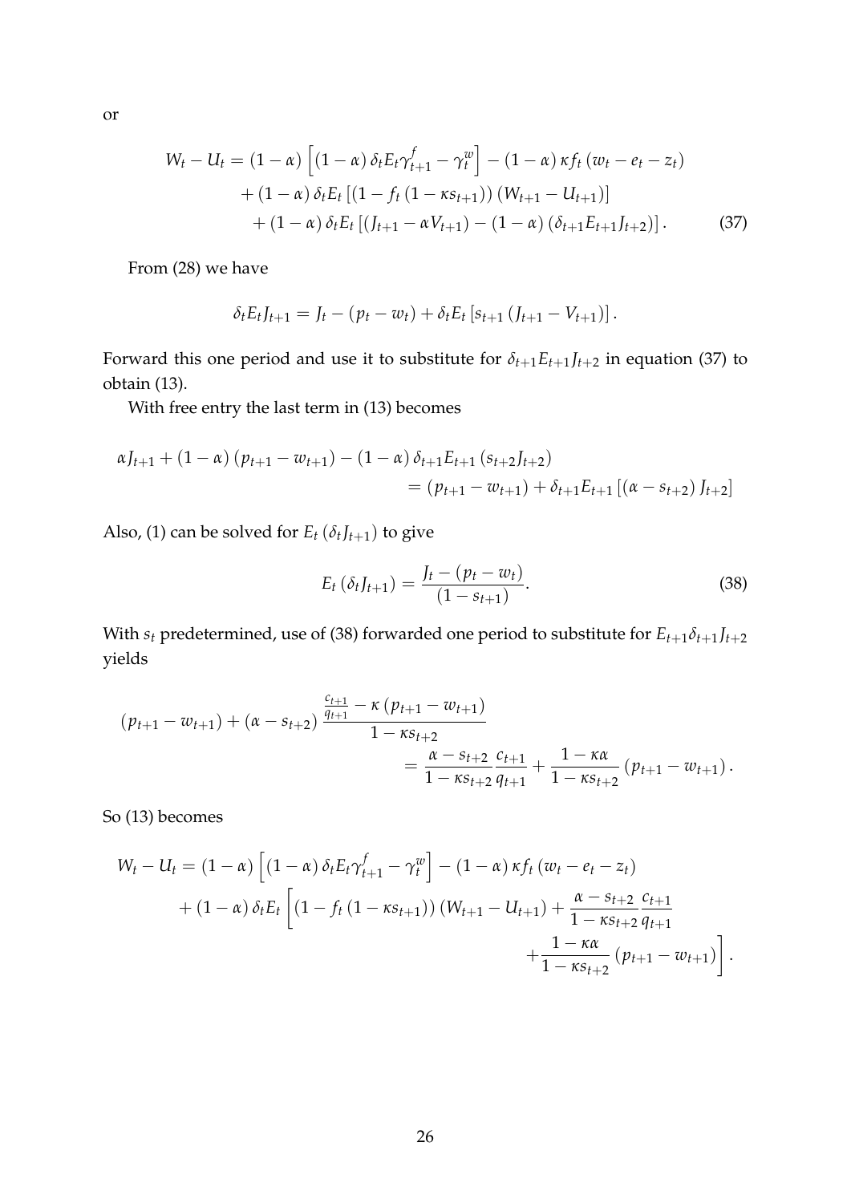or

$$
\begin{aligned}
W_t - U_t = (1-\alpha)\left[(1-\alpha)\,\delta_t E_t \gamma^f_{t+1} - \gamma^w_t\right] - (1-\alpha)\,\kappa f_t \left(w_t - e_t - z_t\right) \\
+ (1-\alpha)\,\delta_t E_t \left[\left(1 - f_t \left(1 - \kappa s_{t+1}\right)\right)\left(W_{t+1} - U_{t+1}\right)\right] \\
+ (1-\alpha)\,\delta_t E_t \left[\left(J_{t+1} - \alpha V_{t+1}\right) - (1-\alpha)\left(\delta_{t+1} E_{t+1} J_{t+2}\right)\right]. \qquad (37)
\end{aligned}
$$

From (28) we have

$$
\delta_t E_t J_{t+1} = J_t - \left(p_t - w_t\right) + \delta_t E_t \left[s_{t+1}\left(J_{t+1} - V_{t+1}\right)\right].
$$

Forward this one period and use it to substitute for $\delta_{t+1} E_{t+1} J_{t+2}$ in equation (37) to obtain (13).

With free entry the last term in (13) becomes

$$
\begin{aligned}
\alpha J_{t+1} + (1-\alpha)\left(p_{t+1} - w_{t+1}\right) - (1-\alpha)\,\delta_{t+1} E_{t+1}\left(s_{t+2} J_{t+2}\right) \\
= \left(p_{t+1} - w_{t+1}\right) + \delta_{t+1} E_{t+1}\left[\left(\alpha - s_{t+2}\right) J_{t+2}\right]
\end{aligned}
$$

Also, (1) can be solved for $E_t\left(\delta_t J_{t+1}\right)$ to give

$$
E_t\left(\delta_t J_{t+1}\right) = \frac{J_t - \left(p_t - w_t\right)}{\left(1 - s_{t+1}\right)}. \qquad (38)
$$

With $s_t$ predetermined, use of (38) forwarded one period to substitute for $E_{t+1}\delta_{t+1} J_{t+2}$ yields

$$
\begin{aligned}
\left(p_{t+1} - w_{t+1}\right) + \left(\alpha - s_{t+2}\right) \frac{\frac{c_{t+1}}{q_{t+1}} - \kappa\left(p_{t+1} - w_{t+1}\right)}{1 - \kappa s_{t+2}} \\
= \frac{\alpha - s_{t+2}}{1 - \kappa s_{t+2}} \frac{c_{t+1}}{q_{t+1}} + \frac{1 - \kappa\alpha}{1 - \kappa s_{t+2}}\left(p_{t+1} - w_{t+1}\right).
\end{aligned}
$$

So (13) becomes

$$
\begin{aligned}
W_t - U_t = (1-\alpha)\left[(1-\alpha)\,\delta_t E_t \gamma^f_{t+1} - \gamma^w_t\right] - (1-\alpha)\,\kappa f_t \left(w_t - e_t - z_t\right) \\
+ (1-\alpha)\,\delta_t E_t \Bigg[\left(1 - f_t\left(1 - \kappa s_{t+1}\right)\right)\left(W_{t+1} - U_{t+1}\right) + \frac{\alpha - s_{t+2}}{1 - \kappa s_{t+2}} \frac{c_{t+1}}{q_{t+1}} \\
+ \frac{1 - \kappa\alpha}{1 - \kappa s_{t+2}}\left(p_{t+1} - w_{t+1}\right)\Bigg].
\end{aligned}
$$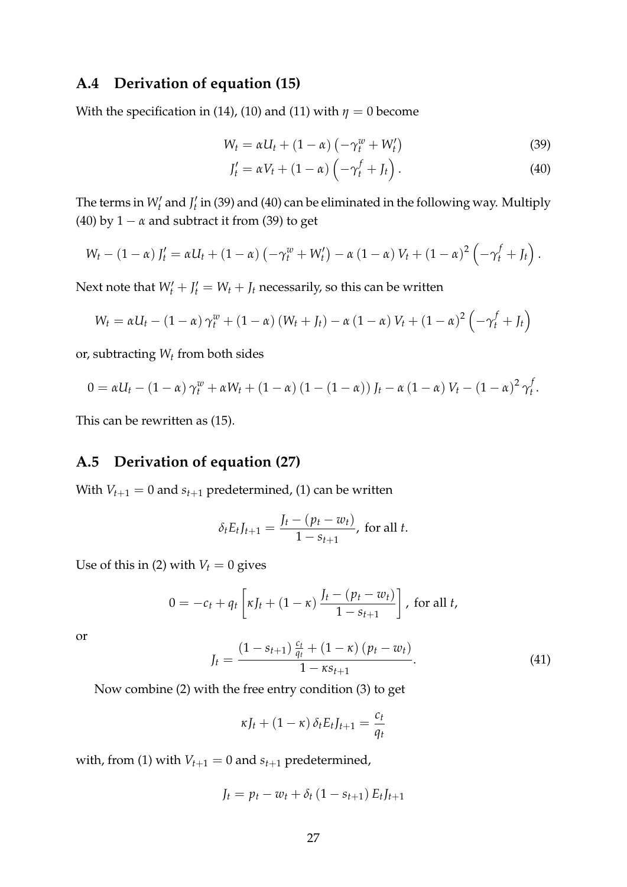## A.4 Derivation of equation (15)

With the specification in (14), (10) and (11) with $\eta = 0$ become

$$W_t = \alpha U_t + (1-\alpha)\left(-\gamma_t^w + W_t'\right) \tag{39}$$

$$J_t' = \alpha V_t + (1-\alpha)\left(-\gamma_t^f + J_t\right). \tag{40}$$

The terms in $W_t'$ and $J_t'$ in (39) and (40) can be eliminated in the following way. Multiply (40) by $1-\alpha$ and subtract it from (39) to get

$$W_t - (1-\alpha) J_t' = \alpha U_t + (1-\alpha)\left(-\gamma_t^w + W_t'\right) - \alpha(1-\alpha) V_t + (1-\alpha)^2\left(-\gamma_t^f + J_t\right).$$

Next note that $W_t' + J_t' = W_t + J_t$ necessarily, so this can be written

$$W_t = \alpha U_t - (1-\alpha)\gamma_t^w + (1-\alpha)(W_t + J_t) - \alpha(1-\alpha) V_t + (1-\alpha)^2\left(-\gamma_t^f + J_t\right)$$

or, subtracting $W_t$ from both sides

$$0 = \alpha U_t - (1-\alpha)\gamma_t^w + \alpha W_t + (1-\alpha)(1-(1-\alpha)) J_t - \alpha(1-\alpha) V_t - (1-\alpha)^2 \gamma_t^f.$$

This can be rewritten as (15).

## A.5 Derivation of equation (27)

With $V_{t+1} = 0$ and $s_{t+1}$ predetermined, (1) can be written

$$\delta_t E_t J_{t+1} = \frac{J_t - (p_t - w_t)}{1 - s_{t+1}}, \text{ for all } t.$$

Use of this in (2) with $V_t = 0$ gives

$$0 = -c_t + q_t\left[\kappa J_t + (1-\kappa)\frac{J_t - (p_t - w_t)}{1 - s_{t+1}}\right], \text{ for all } t,$$

or

$$J_t = \frac{(1 - s_{t+1})\frac{c_t}{q_t} + (1-\kappa)(p_t - w_t)}{1 - \kappa s_{t+1}}. \tag{41}$$

Now combine (2) with the free entry condition (3) to get

$$\kappa J_t + (1-\kappa)\delta_t E_t J_{t+1} = \frac{c_t}{q_t}$$

with, from (1) with $V_{t+1} = 0$ and $s_{t+1}$ predetermined,

$$J_t = p_t - w_t + \delta_t (1 - s_{t+1}) E_t J_{t+1}$$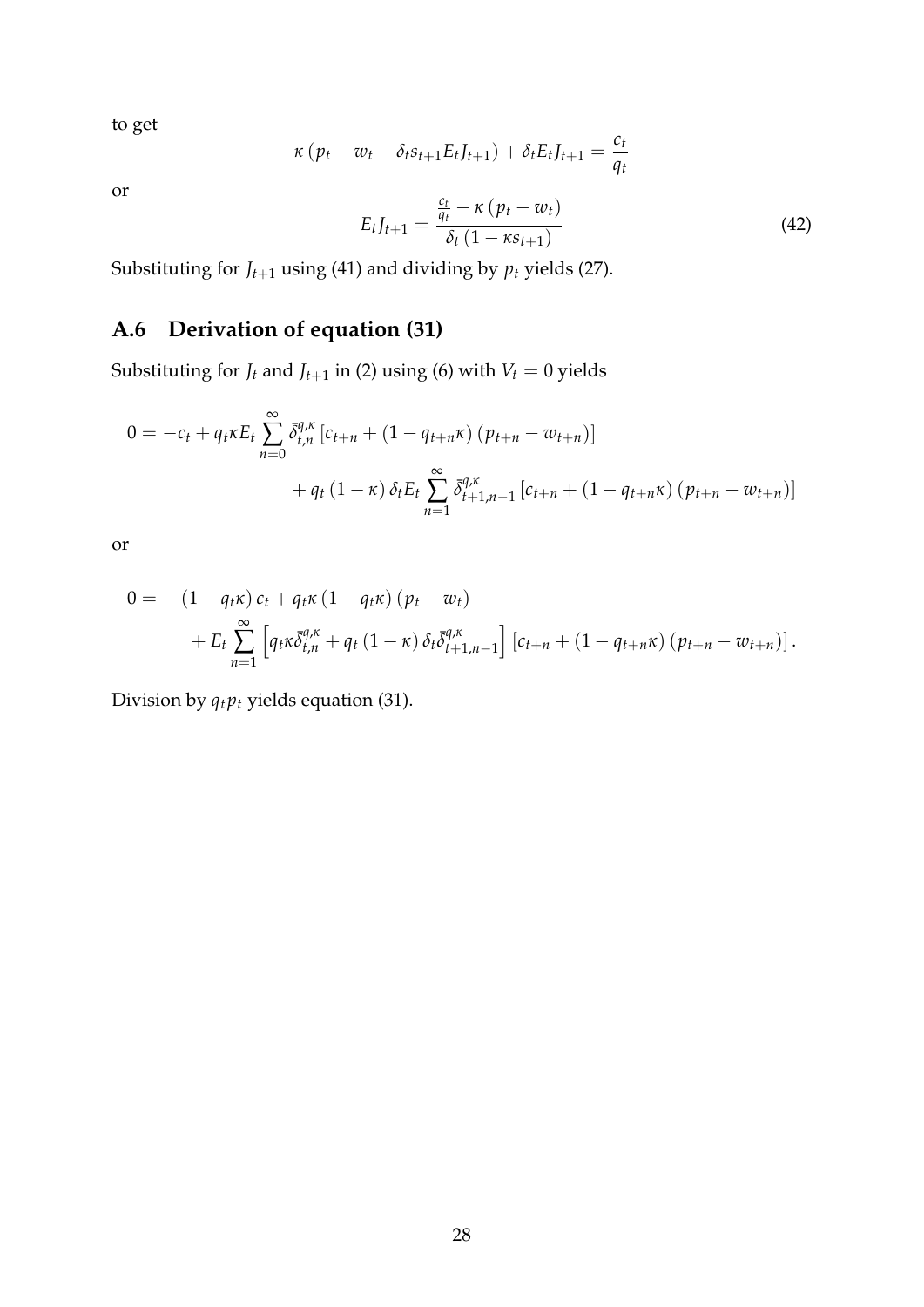to get

$$\kappa \left(p_t - w_t - \delta_t s_{t+1} E_t J_{t+1}\right) + \delta_t E_t J_{t+1} = \frac{c_t}{q_t}$$

or

$$E_t J_{t+1} = \frac{\frac{c_t}{q_t} - \kappa \left(p_t - w_t\right)}{\delta_t \left(1 - \kappa s_{t+1}\right)} \tag{42}$$

Substituting for $J_{t+1}$ using (41) and dividing by $p_t$ yields (27).

## A.6 Derivation of equation (31)

Substituting for $J_t$ and $J_{t+1}$ in (2) using (6) with $V_t = 0$ yields

$$\begin{aligned} 0 = -c_t + q_t \kappa E_t \sum_{n=0}^{\infty} \bar{\delta}_{t,n}^{q,\kappa} \left[c_{t+n} + \left(1 - q_{t+n}\kappa\right)\left(p_{t+n} - w_{t+n}\right)\right] \\ + q_t \left(1 - \kappa\right) \delta_t E_t \sum_{n=1}^{\infty} \bar{\delta}_{t+1,n-1}^{q,\kappa} \left[c_{t+n} + \left(1 - q_{t+n}\kappa\right)\left(p_{t+n} - w_{t+n}\right)\right] \end{aligned}$$

or

$$\begin{aligned} 0 = &- \left(1 - q_t \kappa\right) c_t + q_t \kappa \left(1 - q_t \kappa\right)\left(p_t - w_t\right) \\ &+ E_t \sum_{n=1}^{\infty} \left[q_t \kappa \bar{\delta}_{t,n}^{q,\kappa} + q_t \left(1 - \kappa\right) \delta_t \bar{\delta}_{t+1,n-1}^{q,\kappa}\right] \left[c_{t+n} + \left(1 - q_{t+n}\kappa\right)\left(p_{t+n} - w_{t+n}\right)\right]. \end{aligned}$$

Division by $q_t p_t$ yields equation (31).